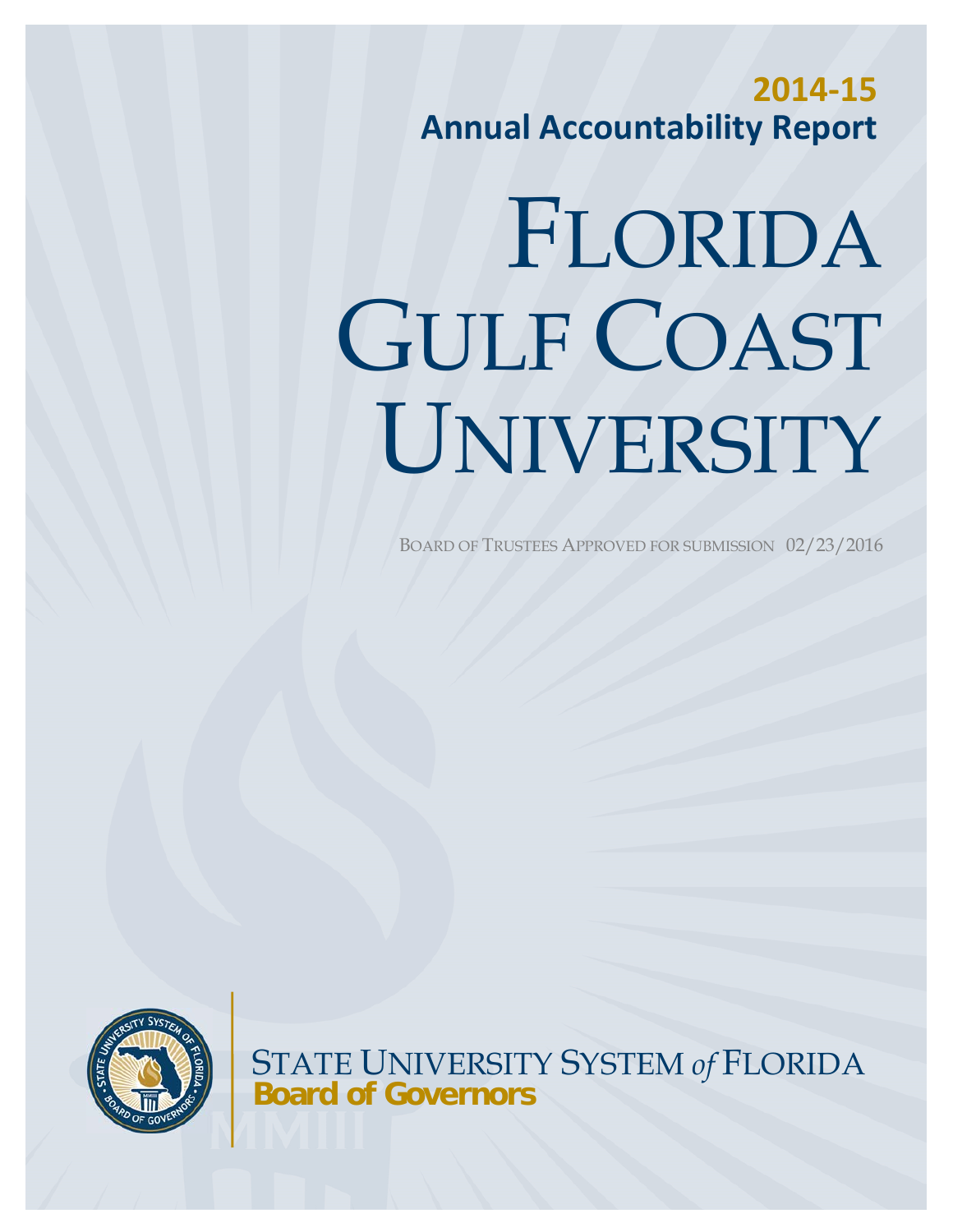**2014-15**

**Annual Accountability Report**

# FLORIDA GULF COAST UNIVERSITY

BOARD OF TRUSTEES APPROVED FOR SUBMISSION 02/23/2016

STATE UNIVERSITY SYSTEM *of* FLORIDA

**Board of Governors**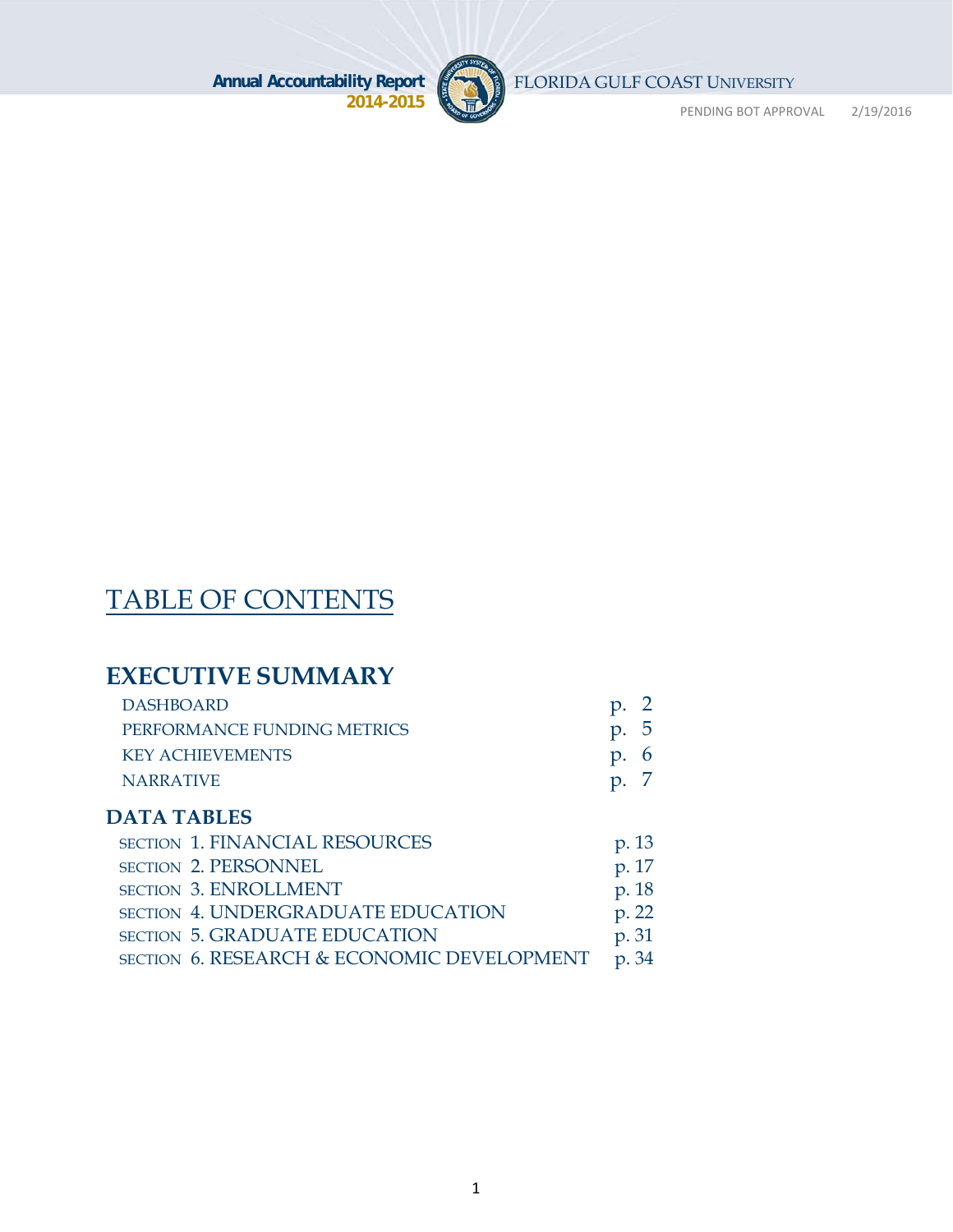# TABLE OF CONTENTS

## EXECUTIVE SUMMARY

| | |
|---|---|
| DASHBOARD | p. 2 |
| PERFORMANCE FUNDING METRICS | p. 5 |
| KEY ACHIEVEMENTS | p. 6 |
| NARRATIVE | p. 7 |

## DATA TABLES

| | |
|---|---|
| SECTION 1. FINANCIAL RESOURCES | p. 13 |
| SECTION 2. PERSONNEL | p. 17 |
| SECTION 3. ENROLLMENT | p. 18 |
| SECTION 4. UNDERGRADUATE EDUCATION | p. 22 |
| SECTION 5. GRADUATE EDUCATION | p. 31 |
| SECTION 6. RESEARCH & ECONOMIC DEVELOPMENT | p. 34 |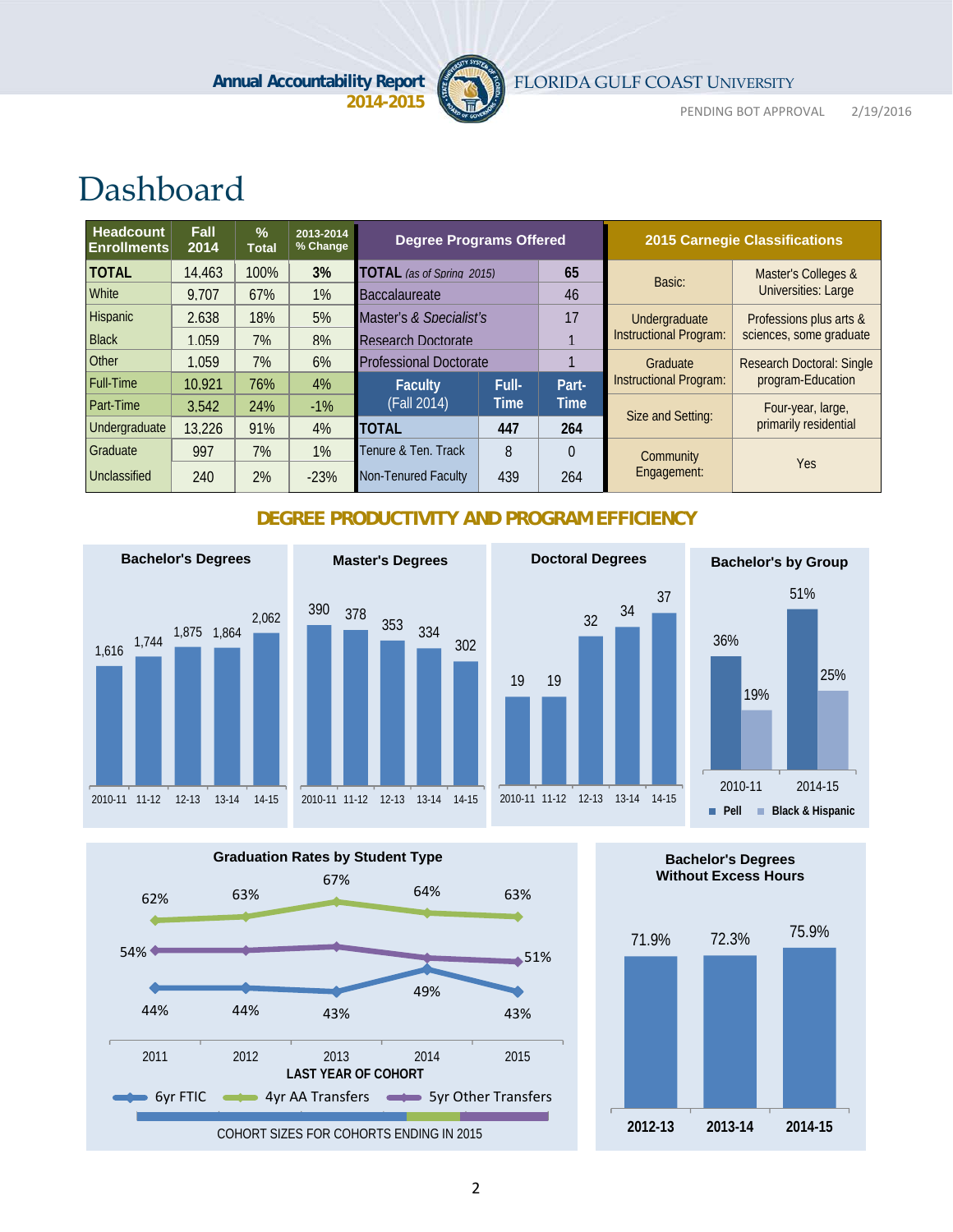# Dashboard

| Headcount Enrollments | Fall 2014 | % Total | 2013-2014 % Change |
|---|---|---|---|
| **TOTAL** | 14,463 | 100% | **3%** |
| White | 9,707 | 67% | 1% |
| Hispanic | 2,638 | 18% | 5% |
| Black | 1,059 | 7% | 8% |
| Other | 1,059 | 7% | 6% |
| Full-Time | 10,921 | 76% | 4% |
| Part-Time | 3,542 | 24% | -1% |
| Undergraduate | 13,226 | 91% | 4% |
| Graduate | 997 | 7% | 1% |
| Unclassified | 240 | 2% | -23% |

| Degree Programs Offered | | |
|---|---|---|
| **TOTAL** *(as of Spring 2015)* | **65** | |
| Baccalaureate | 46 | |
| *Master's & Specialist's* | 17 | |
| Research Doctorate | 1 | |
| Professional Doctorate | 1 | |
| **Faculty** (Fall 2014) | **Full-Time** | **Part-Time** |
| **TOTAL** | **447** | **264** |
| Tenure & Ten. Track | 8 | 0 |
| Non-Tenured Faculty | 439 | 264 |

| 2015 Carnegie Classifications | |
|---|---|
| Basic: | Master's Colleges & Universities: Large |
| Undergraduate Instructional Program: | Professions plus arts & sciences, some graduate |
| Graduate Instructional Program: | Research Doctoral: Single program-Education |
| Size and Setting: | Four-year, large, primarily residential |
| Community Engagement: | Yes |

## DEGREE PRODUCTIVITY AND PROGRAM EFFICIENCY

**Bachelor's Degrees**

| 2010-11 | 11-12 | 12-13 | 13-14 | 14-15 |
|---|---|---|---|---|
| 1,616 | 1,744 | 1,875 | 1,864 | 2,062 |

**Master's Degrees**

| 2010-11 | 11-12 | 12-13 | 13-14 | 14-15 |
|---|---|---|---|---|
| 390 | 378 | 353 | 334 | 302 |

**Doctoral Degrees**

| 2010-11 | 11-12 | 12-13 | 13-14 | 14-15 |
|---|---|---|---|---|
| 19 | 19 | 32 | 34 | 37 |

**Bachelor's by Group**

| | 2010-11 | 2014-15 |
|---|---|---|
| Pell | 36% | 51% |
| Black & Hispanic | 19% | 25% |

**Graduation Rates by Student Type**

| LAST YEAR OF COHORT | 2011 | 2012 | 2013 | 2014 | 2015 |
|---|---|---|---|---|---|
| 6yr FTIC | 44% | 44% | 43% | 49% | 43% |
| 4yr AA Transfers | 62% | 63% | 67% | 64% | 63% |
| 5yr Other Transfers | 54% | 54% | | | 51% |

COHORT SIZES FOR COHORTS ENDING IN 2015

**Bachelor's Degrees Without Excess Hours**

| 2012-13 | 2013-14 | 2014-15 |
|---|---|---|
| 71.9% | 72.3% | 75.9% |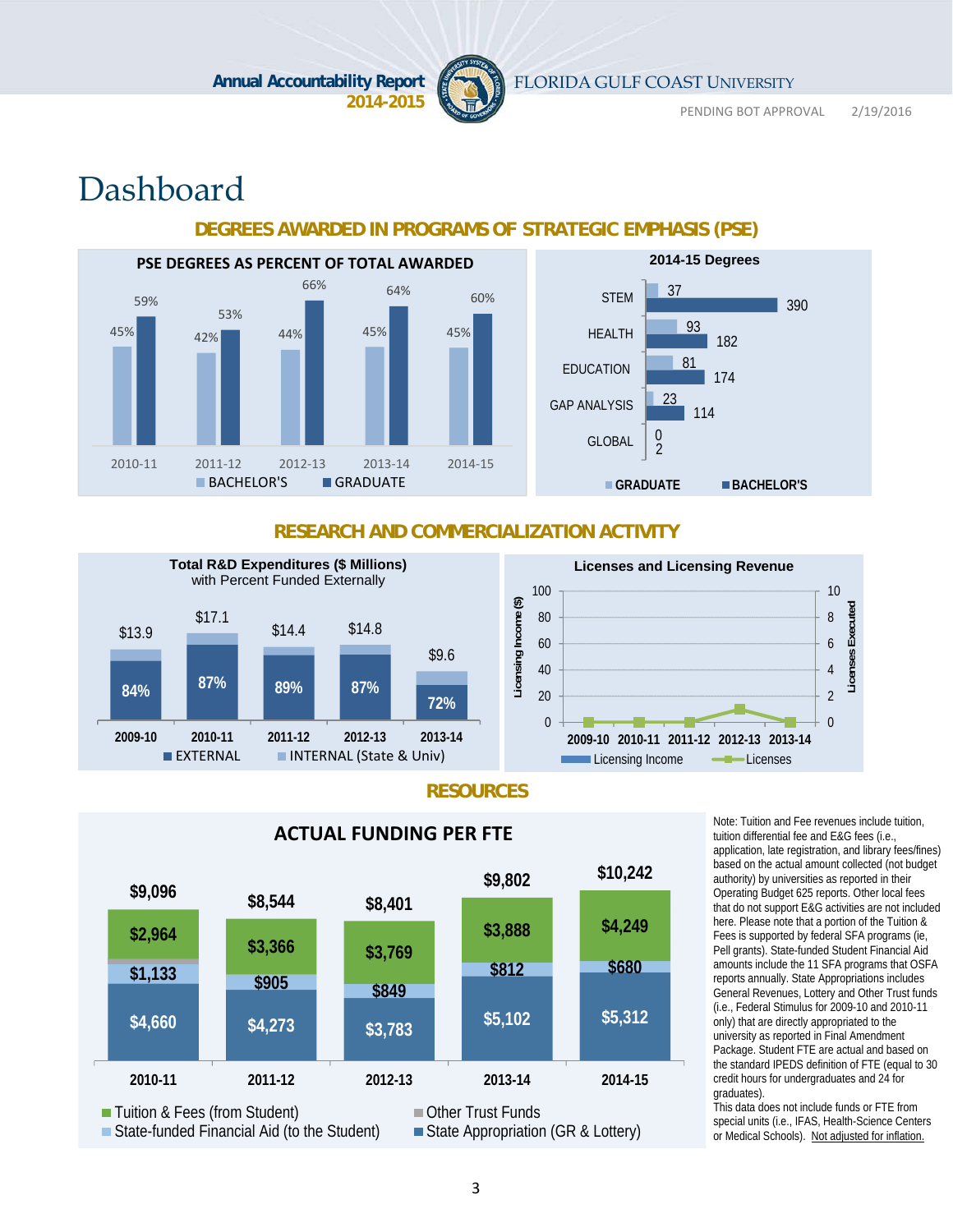# Dashboard

## DEGREES AWARDED IN PROGRAMS OF STRATEGIC EMPHASIS (PSE)

**PSE DEGREES AS PERCENT OF TOTAL AWARDED**

| | BACHELOR'S | GRADUATE |
|---|---|---|
| 2010-11 | 45% | 59% |
| 2011-12 | 42% | 53% |
| 2012-13 | 44% | 66% |
| 2013-14 | 45% | 64% |
| 2014-15 | 45% | 60% |

**2014-15 Degrees**

| | GRADUATE | BACHELOR'S |
|---|---|---|
| STEM | 37 | 390 |
| HEALTH | 93 | 182 |
| EDUCATION | 81 | 174 |
| GAP ANALYSIS | 23 | 114 |
| GLOBAL | 0 | 2 |

## RESEARCH AND COMMERCIALIZATION ACTIVITY

**Total R&D Expenditures ($ Millions)**
with Percent Funded Externally

| | Total | EXTERNAL |
|---|---|---|
| 2009-10 | $13.9 | 84% |
| 2010-11 | $17.1 | 87% |
| 2011-12 | $14.4 | 89% |
| 2012-13 | $14.8 | 87% |
| 2013-14 | $9.6 | 72% |

EXTERNAL / INTERNAL (State & Univ)

**Licenses and Licensing Revenue**

| | Licensing Income ($) | Licenses Executed |
|---|---|---|
| 2009-10 | 0 | 0 |
| 2010-11 | 0 | 0 |
| 2011-12 | 0 | 0 |
| 2012-13 | 0 | 1 |
| 2013-14 | 0 | 0 |

## RESOURCES

**ACTUAL FUNDING PER FTE**

| | 2010-11 | 2011-12 | 2012-13 | 2013-14 | 2014-15 |
|---|---|---|---|---|---|
| Tuition & Fees (from Student) | $2,964 | $3,366 | $3,769 | $3,888 | $4,249 |
| State-funded Financial Aid (to the Student) | $1,133 | $905 | $849 | $812 | $680 |
| State Appropriation (GR & Lottery) | $4,660 | $4,273 | $3,783 | $5,102 | $5,312 |
| Total | $9,096 | $8,544 | $8,401 | $9,802 | $10,242 |

Other Trust Funds

Note: Tuition and Fee revenues include tuition, tuition differential fee and E&G fees (i.e., application, late registration, and library fees/fines) based on the actual amount collected (not budget authority) by universities as reported in their Operating Budget 625 reports. Other local fees that do not support E&G activities are not included here. Please note that a portion of the Tuition & Fees is supported by federal SFA programs (ie, Pell grants). State-funded Student Financial Aid amounts include the 11 SFA programs that OSFA reports annually. State Appropriations includes General Revenues, Lottery and Other Trust funds (i.e., Federal Stimulus for 2009-10 and 2010-11 only) that are directly appropriated to the university as reported in Final Amendment Package. Student FTE are actual and based on the standard IPEDS definition of FTE (equal to 30 credit hours for undergraduates and 24 for graduates).
This data does not include funds or FTE from special units (i.e., IFAS, Health-Science Centers or Medical Schools). Not adjusted for inflation.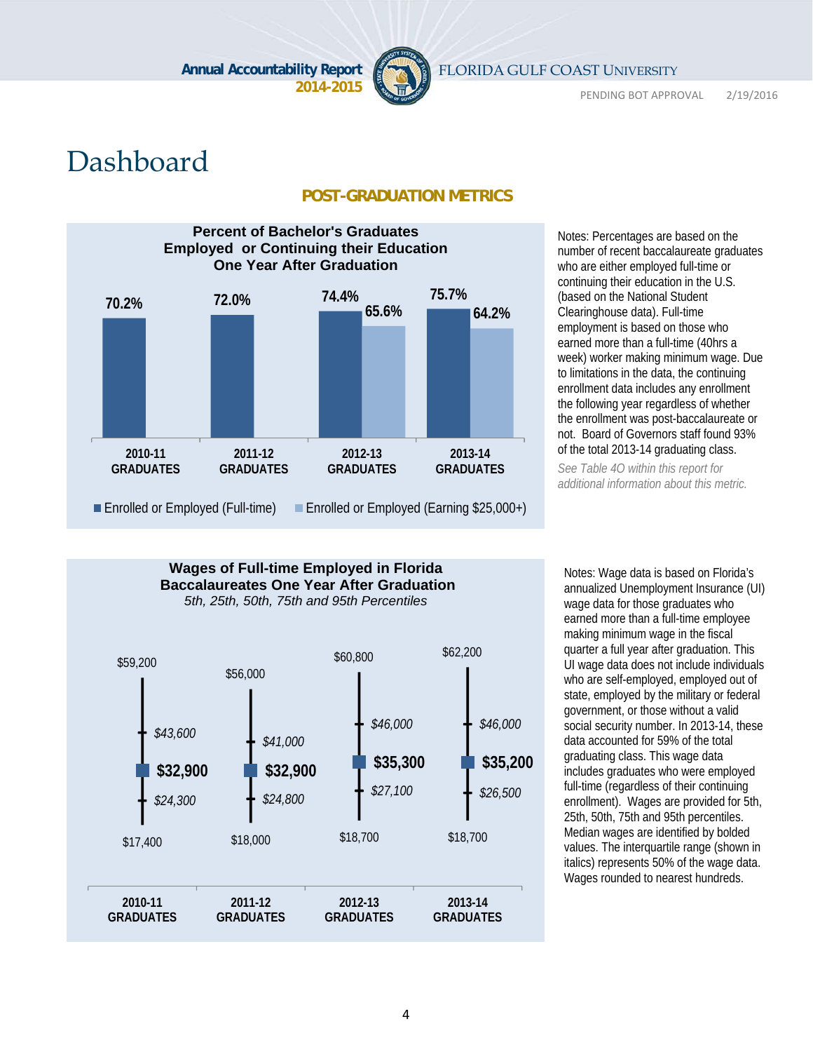# Dashboard

## POST-GRADUATION METRICS

### Percent of Bachelor's Graduates Employed or Continuing their Education One Year After Graduation

| | 2010-11 GRADUATES | 2011-12 GRADUATES | 2012-13 GRADUATES | 2013-14 GRADUATES |
|---|---|---|---|---|
| Enrolled or Employed (Full-time) | 70.2% | 72.0% | 74.4% | 75.7% |
| Enrolled or Employed (Earning $25,000+) | | | 65.6% | 64.2% |

Notes: Percentages are based on the number of recent baccalaureate graduates who are either employed full-time or continuing their education in the U.S. (based on the National Student Clearinghouse data). Full-time employment is based on those who earned more than a full-time (40hrs a week) worker making minimum wage. Due to limitations in the data, the continuing enrollment data includes any enrollment the following year regardless of whether the enrollment was post-baccalaureate or not. Board of Governors staff found 93% of the total 2013-14 graduating class.

*See Table 4O within this report for additional information about this metric.*

### Wages of Full-time Employed in Florida Baccalaureates One Year After Graduation

*5th, 25th, 50th, 75th and 95th Percentiles*

| Percentile | 2010-11 GRADUATES | 2011-12 GRADUATES | 2012-13 GRADUATES | 2013-14 GRADUATES |
|---|---|---|---|---|
| 95th | $59,200 | $56,000 | $60,800 | $62,200 |
| 75th | *$43,600* | *$41,000* | *$46,000* | *$46,000* |
| 50th (Median) | **$32,900** | **$32,900** | **$35,300** | **$35,200** |
| 25th | *$24,300* | *$24,800* | *$27,100* | *$26,500* |
| 5th | $17,400 | $18,000 | $18,700 | $18,700 |

Notes: Wage data is based on Florida's annualized Unemployment Insurance (UI) wage data for those graduates who earned more than a full-time employee making minimum wage in the fiscal quarter a full year after graduation. This UI wage data does not include individuals who are self-employed, employed out of state, employed by the military or federal government, or those without a valid social security number. In 2013-14, these data accounted for 59% of the total graduating class. This wage data includes graduates who were employed full-time (regardless of their continuing enrollment). Wages are provided for 5th, 25th, 50th, 75th and 95th percentiles. Median wages are identified by bolded values. The interquartile range (shown in italics) represents 50% of the wage data. Wages rounded to nearest hundreds.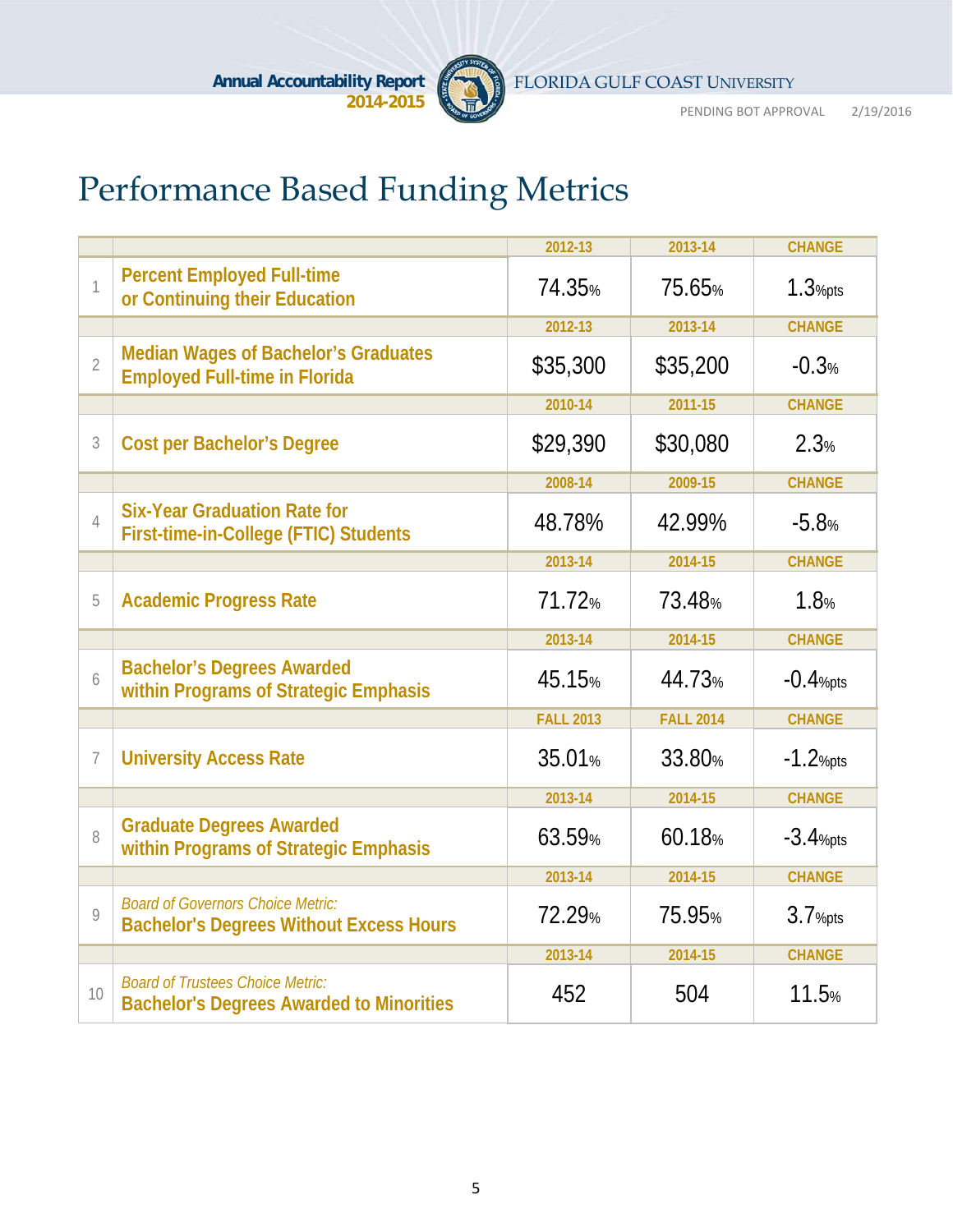# Performance Based Funding Metrics

| | | 2012-13 | 2013-14 | CHANGE |
|---|---|---|---|---|
| 1 | **Percent Employed Full-time or Continuing their Education** | 74.35% | 75.65% | 1.3%pts |
| | | 2012-13 | 2013-14 | CHANGE |
| 2 | **Median Wages of Bachelor's Graduates Employed Full-time in Florida** | $35,300 | $35,200 | -0.3% |
| | | 2010-14 | 2011-15 | CHANGE |
| 3 | **Cost per Bachelor's Degree** | $29,390 | $30,080 | 2.3% |
| | | 2008-14 | 2009-15 | CHANGE |
| 4 | **Six-Year Graduation Rate for First-time-in-College (FTIC) Students** | 48.78% | 42.99% | -5.8% |
| | | 2013-14 | 2014-15 | CHANGE |
| 5 | **Academic Progress Rate** | 71.72% | 73.48% | 1.8% |
| | | 2013-14 | 2014-15 | CHANGE |
| 6 | **Bachelor's Degrees Awarded within Programs of Strategic Emphasis** | 45.15% | 44.73% | -0.4%pts |
| | | FALL 2013 | FALL 2014 | CHANGE |
| 7 | **University Access Rate** | 35.01% | 33.80% | -1.2%pts |
| | | 2013-14 | 2014-15 | CHANGE |
| 8 | **Graduate Degrees Awarded within Programs of Strategic Emphasis** | 63.59% | 60.18% | -3.4%pts |
| | | 2013-14 | 2014-15 | CHANGE |
| 9 | *Board of Governors Choice Metric:* **Bachelor's Degrees Without Excess Hours** | 72.29% | 75.95% | 3.7%pts |
| | | 2013-14 | 2014-15 | CHANGE |
| 10 | *Board of Trustees Choice Metric:* **Bachelor's Degrees Awarded to Minorities** | 452 | 504 | 11.5% |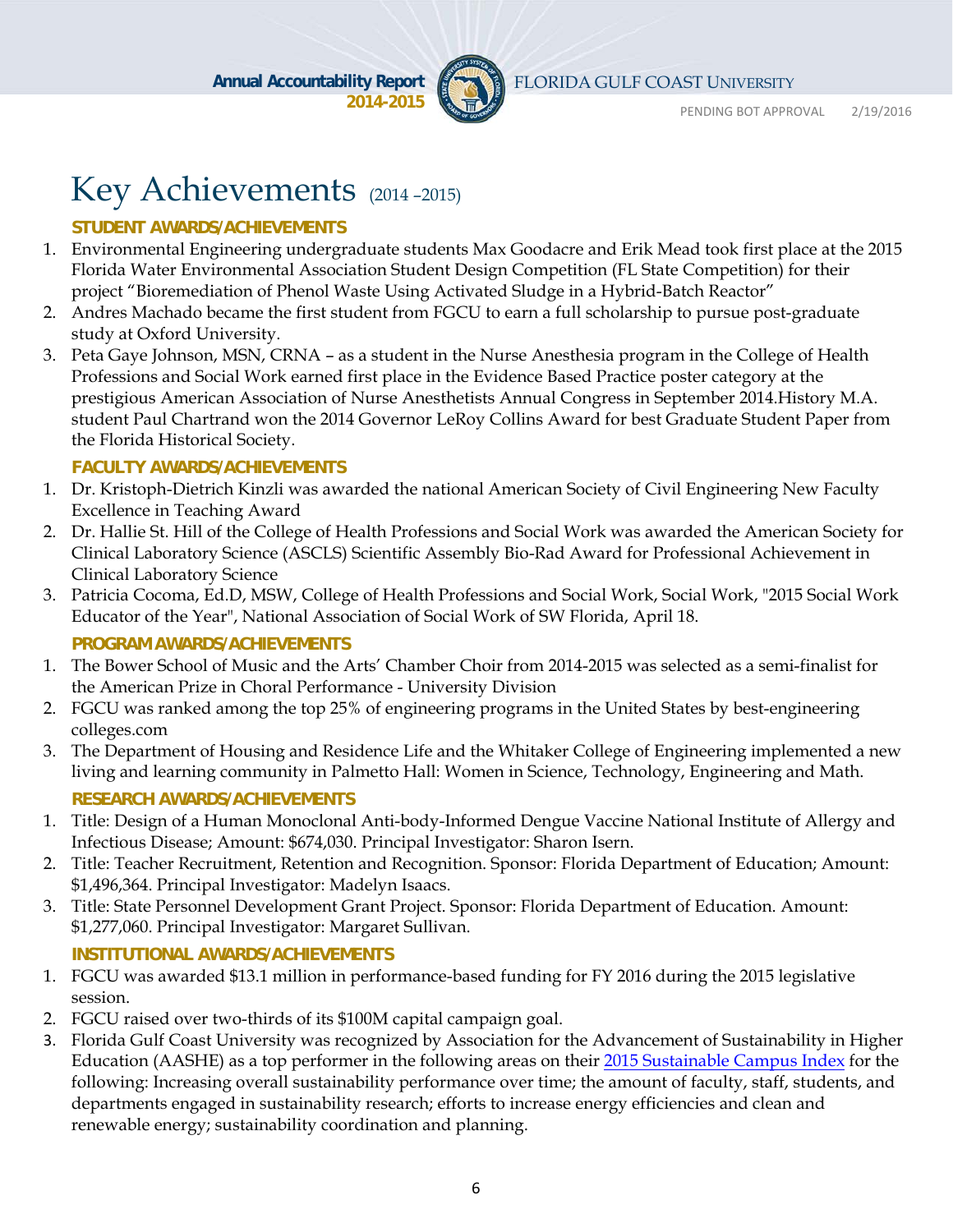# Key Achievements (2014 –2015)

### STUDENT AWARDS/ACHIEVEMENTS

1. Environmental Engineering undergraduate students Max Goodacre and Erik Mead took first place at the 2015 Florida Water Environmental Association Student Design Competition (FL State Competition) for their project "Bioremediation of Phenol Waste Using Activated Sludge in a Hybrid-Batch Reactor"
2. Andres Machado became the first student from FGCU to earn a full scholarship to pursue post-graduate study at Oxford University.
3. Peta Gaye Johnson, MSN, CRNA – as a student in the Nurse Anesthesia program in the College of Health Professions and Social Work earned first place in the Evidence Based Practice poster category at the prestigious American Association of Nurse Anesthetists Annual Congress in September 2014.History M.A. student Paul Chartrand won the 2014 Governor LeRoy Collins Award for best Graduate Student Paper from the Florida Historical Society.

### FACULTY AWARDS/ACHIEVEMENTS

1. Dr. Kristoph-Dietrich Kinzli was awarded the national American Society of Civil Engineering New Faculty Excellence in Teaching Award
2. Dr. Hallie St. Hill of the College of Health Professions and Social Work was awarded the American Society for Clinical Laboratory Science (ASCLS) Scientific Assembly Bio-Rad Award for Professional Achievement in Clinical Laboratory Science
3. Patricia Cocoma, Ed.D, MSW, College of Health Professions and Social Work, Social Work, "2015 Social Work Educator of the Year", National Association of Social Work of SW Florida, April 18.

### PROGRAM AWARDS/ACHIEVEMENTS

1. The Bower School of Music and the Arts' Chamber Choir from 2014-2015 was selected as a semi-finalist for the American Prize in Choral Performance - University Division
2. FGCU was ranked among the top 25% of engineering programs in the United States by best-engineering colleges.com
3. The Department of Housing and Residence Life and the Whitaker College of Engineering implemented a new living and learning community in Palmetto Hall: Women in Science, Technology, Engineering and Math.

### RESEARCH AWARDS/ACHIEVEMENTS

1. Title: Design of a Human Monoclonal Anti-body-Informed Dengue Vaccine National Institute of Allergy and Infectious Disease; Amount: $674,030. Principal Investigator: Sharon Isern.
2. Title: Teacher Recruitment, Retention and Recognition. Sponsor: Florida Department of Education; Amount: $1,496,364. Principal Investigator: Madelyn Isaacs.
3. Title: State Personnel Development Grant Project. Sponsor: Florida Department of Education. Amount: $1,277,060. Principal Investigator: Margaret Sullivan.

### INSTITUTIONAL AWARDS/ACHIEVEMENTS

1. FGCU was awarded $13.1 million in performance-based funding for FY 2016 during the 2015 legislative session.
2. FGCU raised over two-thirds of its $100M capital campaign goal.
3. Florida Gulf Coast University was recognized by Association for the Advancement of Sustainability in Higher Education (AASHE) as a top performer in the following areas on their 2015 Sustainable Campus Index for the following: Increasing overall sustainability performance over time; the amount of faculty, staff, students, and departments engaged in sustainability research; efforts to increase energy efficiencies and clean and renewable energy; sustainability coordination and planning.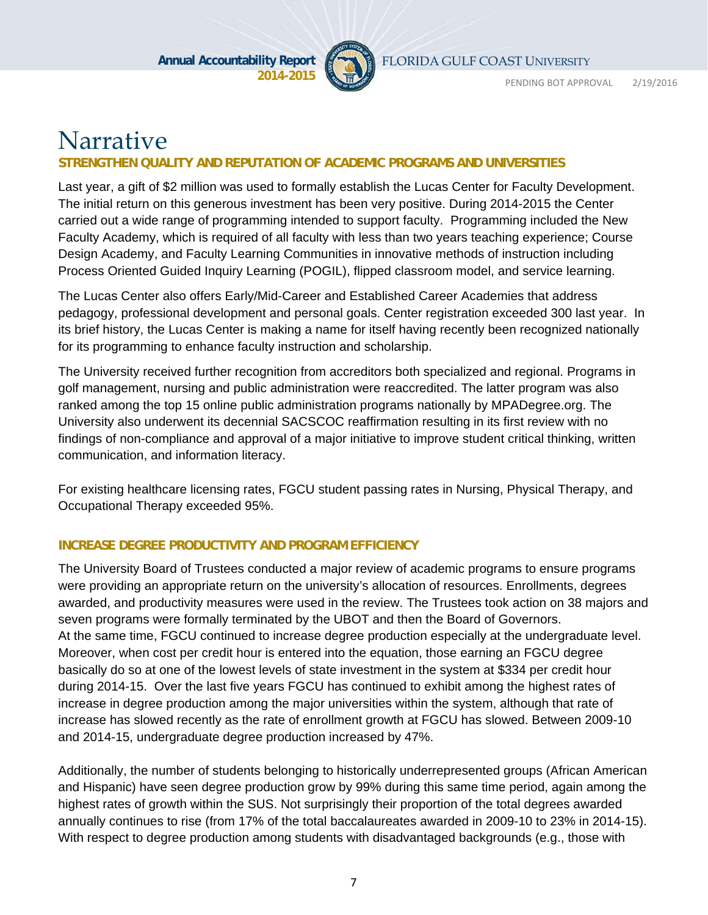# Narrative

### STRENGTHEN QUALITY AND REPUTATION OF ACADEMIC PROGRAMS AND UNIVERSITIES

Last year, a gift of $2 million was used to formally establish the Lucas Center for Faculty Development. The initial return on this generous investment has been very positive. During 2014-2015 the Center carried out a wide range of programming intended to support faculty. Programming included the New Faculty Academy, which is required of all faculty with less than two years teaching experience; Course Design Academy, and Faculty Learning Communities in innovative methods of instruction including Process Oriented Guided Inquiry Learning (POGIL), flipped classroom model, and service learning.

The Lucas Center also offers Early/Mid-Career and Established Career Academies that address pedagogy, professional development and personal goals. Center registration exceeded 300 last year. In its brief history, the Lucas Center is making a name for itself having recently been recognized nationally for its programming to enhance faculty instruction and scholarship.

The University received further recognition from accreditors both specialized and regional. Programs in golf management, nursing and public administration were reaccredited. The latter program was also ranked among the top 15 online public administration programs nationally by MPADegree.org. The University also underwent its decennial SACSCOC reaffirmation resulting in its first review with no findings of non-compliance and approval of a major initiative to improve student critical thinking, written communication, and information literacy.

For existing healthcare licensing rates, FGCU student passing rates in Nursing, Physical Therapy, and Occupational Therapy exceeded 95%.

### INCREASE DEGREE PRODUCTIVITY AND PROGRAM EFFICIENCY

The University Board of Trustees conducted a major review of academic programs to ensure programs were providing an appropriate return on the university's allocation of resources. Enrollments, degrees awarded, and productivity measures were used in the review. The Trustees took action on 38 majors and seven programs were formally terminated by the UBOT and then the Board of Governors.
At the same time, FGCU continued to increase degree production especially at the undergraduate level. Moreover, when cost per credit hour is entered into the equation, those earning an FGCU degree basically do so at one of the lowest levels of state investment in the system at $334 per credit hour during 2014-15. Over the last five years FGCU has continued to exhibit among the highest rates of increase in degree production among the major universities within the system, although that rate of increase has slowed recently as the rate of enrollment growth at FGCU has slowed. Between 2009-10 and 2014-15, undergraduate degree production increased by 47%.

Additionally, the number of students belonging to historically underrepresented groups (African American and Hispanic) have seen degree production grow by 99% during this same time period, again among the highest rates of growth within the SUS. Not surprisingly their proportion of the total degrees awarded annually continues to rise (from 17% of the total baccalaureates awarded in 2009-10 to 23% in 2014-15). With respect to degree production among students with disadvantaged backgrounds (e.g., those with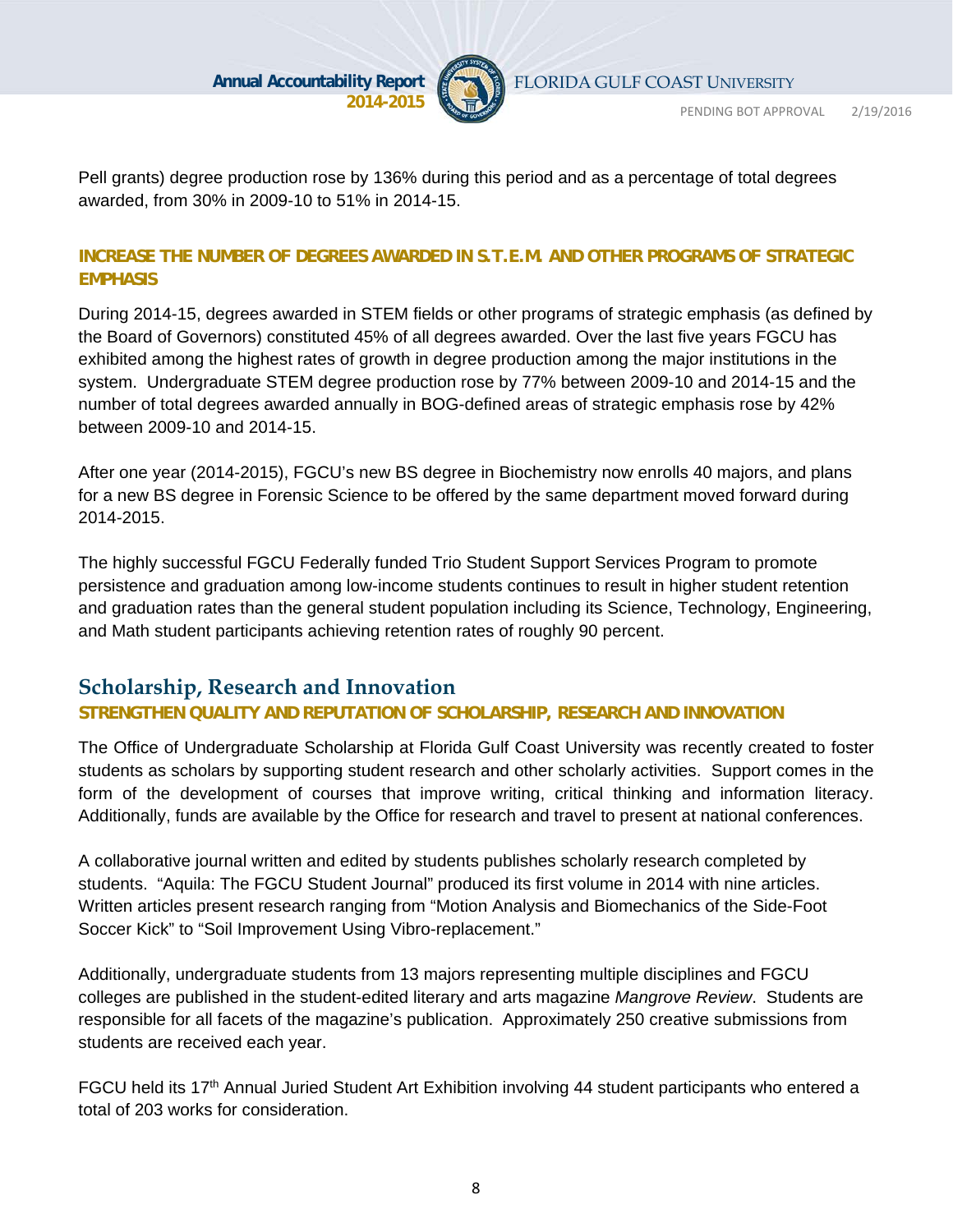Pell grants) degree production rose by 136% during this period and as a percentage of total degrees awarded, from 30% in 2009-10 to 51% in 2014-15.

### INCREASE THE NUMBER OF DEGREES AWARDED IN S.T.E.M. AND OTHER PROGRAMS OF STRATEGIC EMPHASIS

During 2014-15, degrees awarded in STEM fields or other programs of strategic emphasis (as defined by the Board of Governors) constituted 45% of all degrees awarded. Over the last five years FGCU has exhibited among the highest rates of growth in degree production among the major institutions in the system. Undergraduate STEM degree production rose by 77% between 2009-10 and 2014-15 and the number of total degrees awarded annually in BOG-defined areas of strategic emphasis rose by 42% between 2009-10 and 2014-15.

After one year (2014-2015), FGCU's new BS degree in Biochemistry now enrolls 40 majors, and plans for a new BS degree in Forensic Science to be offered by the same department moved forward during 2014-2015.

The highly successful FGCU Federally funded Trio Student Support Services Program to promote persistence and graduation among low-income students continues to result in higher student retention and graduation rates than the general student population including its Science, Technology, Engineering, and Math student participants achieving retention rates of roughly 90 percent.

## Scholarship, Research and Innovation

### STRENGTHEN QUALITY AND REPUTATION OF SCHOLARSHIP, RESEARCH AND INNOVATION

The Office of Undergraduate Scholarship at Florida Gulf Coast University was recently created to foster students as scholars by supporting student research and other scholarly activities. Support comes in the form of the development of courses that improve writing, critical thinking and information literacy. Additionally, funds are available by the Office for research and travel to present at national conferences.

A collaborative journal written and edited by students publishes scholarly research completed by students. "Aquila: The FGCU Student Journal" produced its first volume in 2014 with nine articles. Written articles present research ranging from "Motion Analysis and Biomechanics of the Side-Foot Soccer Kick" to "Soil Improvement Using Vibro-replacement."

Additionally, undergraduate students from 13 majors representing multiple disciplines and FGCU colleges are published in the student-edited literary and arts magazine *Mangrove Review*. Students are responsible for all facets of the magazine's publication. Approximately 250 creative submissions from students are received each year.

FGCU held its 17th Annual Juried Student Art Exhibition involving 44 student participants who entered a total of 203 works for consideration.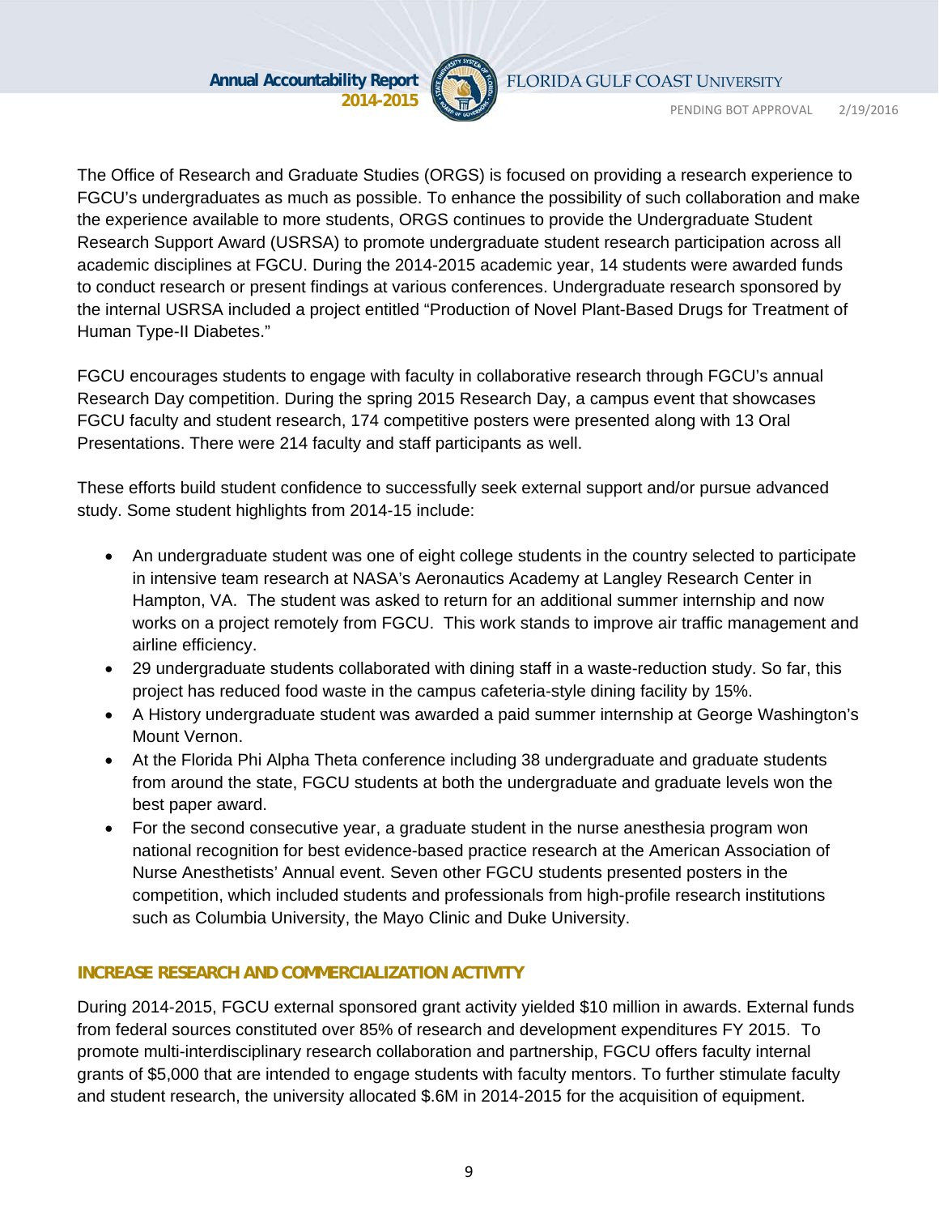The Office of Research and Graduate Studies (ORGS) is focused on providing a research experience to FGCU's undergraduates as much as possible. To enhance the possibility of such collaboration and make the experience available to more students, ORGS continues to provide the Undergraduate Student Research Support Award (USRSA) to promote undergraduate student research participation across all academic disciplines at FGCU. During the 2014-2015 academic year, 14 students were awarded funds to conduct research or present findings at various conferences. Undergraduate research sponsored by the internal USRSA included a project entitled "Production of Novel Plant-Based Drugs for Treatment of Human Type-II Diabetes."

FGCU encourages students to engage with faculty in collaborative research through FGCU's annual Research Day competition. During the spring 2015 Research Day, a campus event that showcases FGCU faculty and student research, 174 competitive posters were presented along with 13 Oral Presentations. There were 214 faculty and staff participants as well.

These efforts build student confidence to successfully seek external support and/or pursue advanced study. Some student highlights from 2014-15 include:

- An undergraduate student was one of eight college students in the country selected to participate in intensive team research at NASA's Aeronautics Academy at Langley Research Center in Hampton, VA. The student was asked to return for an additional summer internship and now works on a project remotely from FGCU. This work stands to improve air traffic management and airline efficiency.
- 29 undergraduate students collaborated with dining staff in a waste-reduction study. So far, this project has reduced food waste in the campus cafeteria-style dining facility by 15%.
- A History undergraduate student was awarded a paid summer internship at George Washington's Mount Vernon.
- At the Florida Phi Alpha Theta conference including 38 undergraduate and graduate students from around the state, FGCU students at both the undergraduate and graduate levels won the best paper award.
- For the second consecutive year, a graduate student in the nurse anesthesia program won national recognition for best evidence-based practice research at the American Association of Nurse Anesthetists' Annual event. Seven other FGCU students presented posters in the competition, which included students and professionals from high-profile research institutions such as Columbia University, the Mayo Clinic and Duke University.

## INCREASE RESEARCH AND COMMERCIALIZATION ACTIVITY

During 2014-2015, FGCU external sponsored grant activity yielded $10 million in awards. External funds from federal sources constituted over 85% of research and development expenditures FY 2015. To promote multi-interdisciplinary research collaboration and partnership, FGCU offers faculty internal grants of $5,000 that are intended to engage students with faculty mentors. To further stimulate faculty and student research, the university allocated $.6M in 2014-2015 for the acquisition of equipment.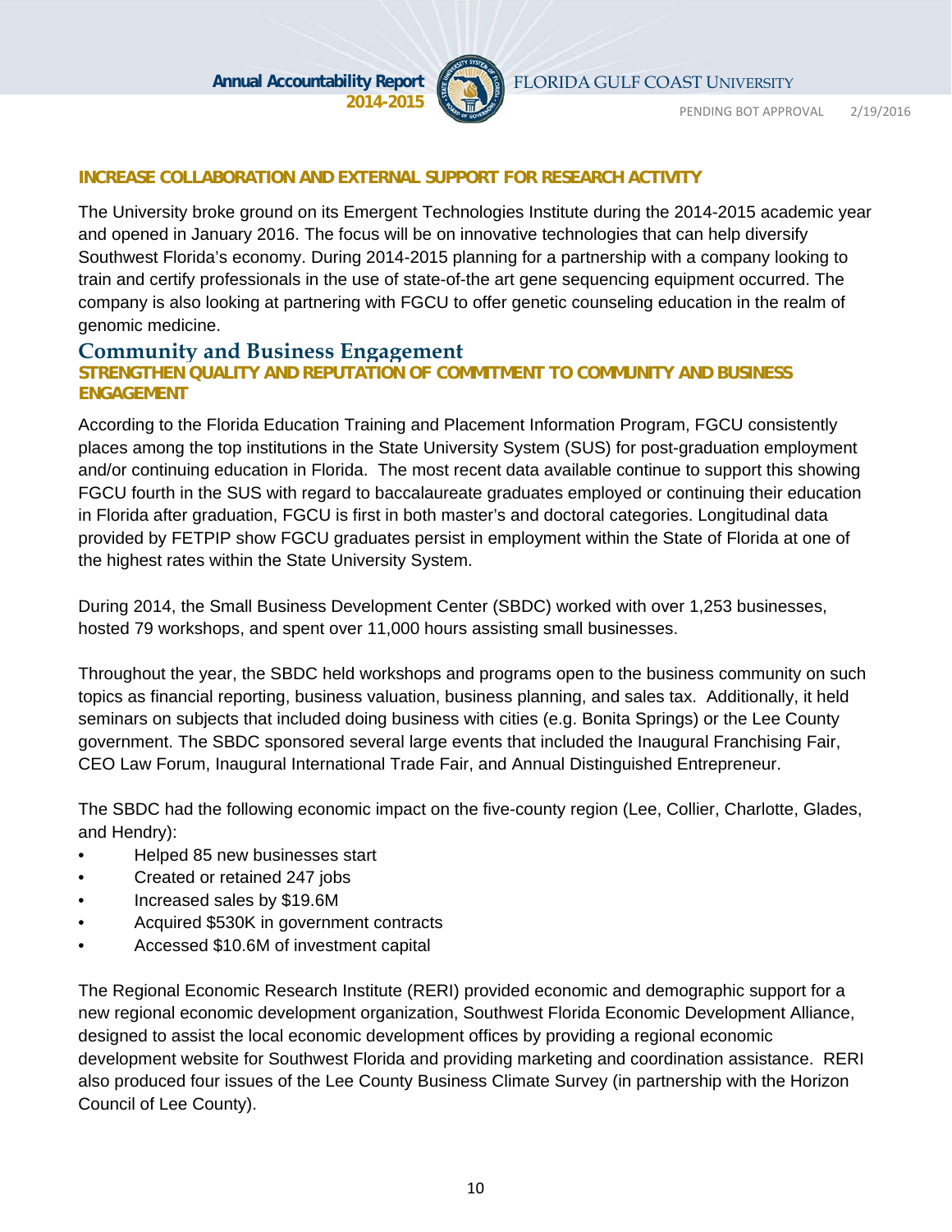### INCREASE COLLABORATION AND EXTERNAL SUPPORT FOR RESEARCH ACTIVITY

The University broke ground on its Emergent Technologies Institute during the 2014-2015 academic year and opened in January 2016. The focus will be on innovative technologies that can help diversify Southwest Florida's economy. During 2014-2015 planning for a partnership with a company looking to train and certify professionals in the use of state-of-the art gene sequencing equipment occurred. The company is also looking at partnering with FGCU to offer genetic counseling education in the realm of genomic medicine.

## Community and Business Engagement

### STRENGTHEN QUALITY AND REPUTATION OF COMMITMENT TO COMMUNITY AND BUSINESS ENGAGEMENT

According to the Florida Education Training and Placement Information Program, FGCU consistently places among the top institutions in the State University System (SUS) for post-graduation employment and/or continuing education in Florida. The most recent data available continue to support this showing FGCU fourth in the SUS with regard to baccalaureate graduates employed or continuing their education in Florida after graduation, FGCU is first in both master's and doctoral categories. Longitudinal data provided by FETPIP show FGCU graduates persist in employment within the State of Florida at one of the highest rates within the State University System.

During 2014, the Small Business Development Center (SBDC) worked with over 1,253 businesses, hosted 79 workshops, and spent over 11,000 hours assisting small businesses.

Throughout the year, the SBDC held workshops and programs open to the business community on such topics as financial reporting, business valuation, business planning, and sales tax. Additionally, it held seminars on subjects that included doing business with cities (e.g. Bonita Springs) or the Lee County government. The SBDC sponsored several large events that included the Inaugural Franchising Fair, CEO Law Forum, Inaugural International Trade Fair, and Annual Distinguished Entrepreneur.

The SBDC had the following economic impact on the five-county region (Lee, Collier, Charlotte, Glades, and Hendry):

- Helped 85 new businesses start
- Created or retained 247 jobs
- Increased sales by $19.6M
- Acquired $530K in government contracts
- Accessed $10.6M of investment capital

The Regional Economic Research Institute (RERI) provided economic and demographic support for a new regional economic development organization, Southwest Florida Economic Development Alliance, designed to assist the local economic development offices by providing a regional economic development website for Southwest Florida and providing marketing and coordination assistance. RERI also produced four issues of the Lee County Business Climate Survey (in partnership with the Horizon Council of Lee County).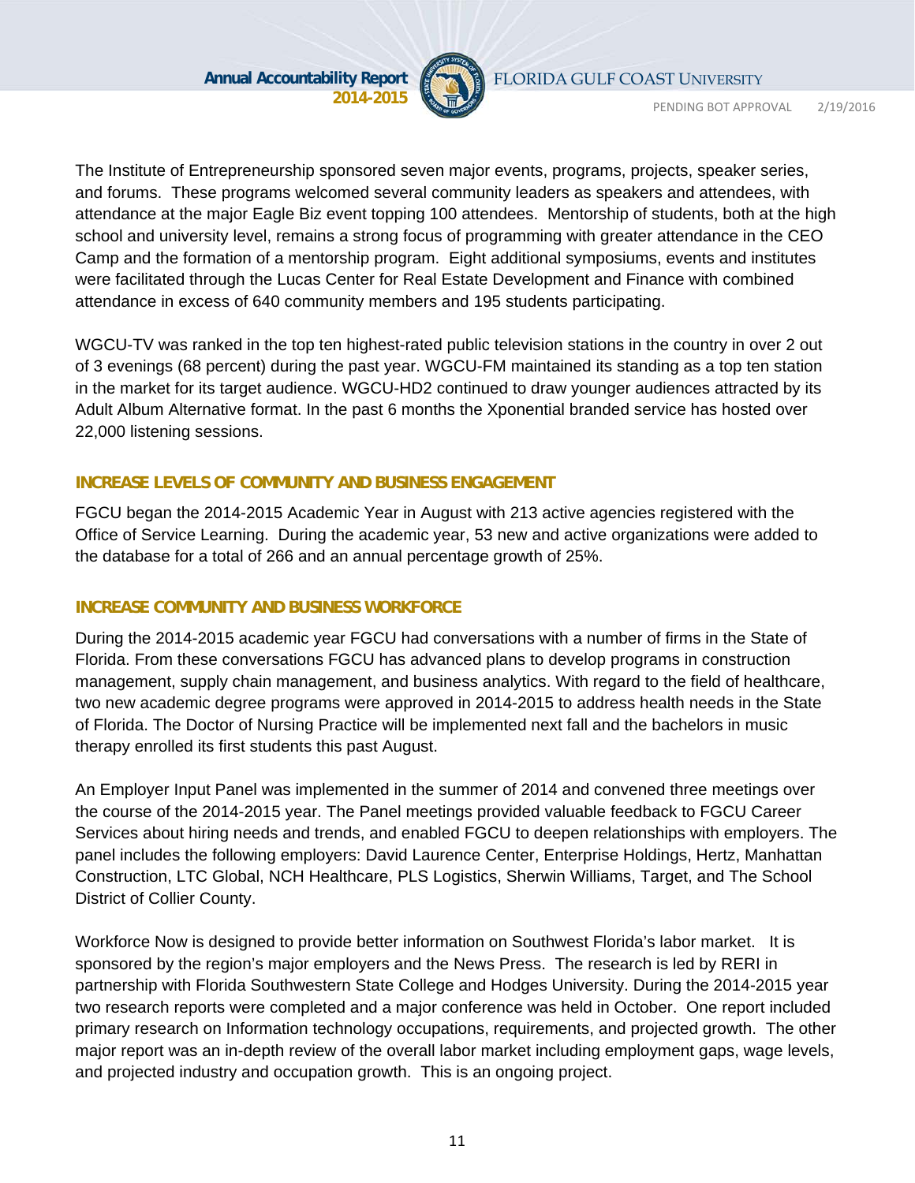The Institute of Entrepreneurship sponsored seven major events, programs, projects, speaker series, and forums. These programs welcomed several community leaders as speakers and attendees, with attendance at the major Eagle Biz event topping 100 attendees. Mentorship of students, both at the high school and university level, remains a strong focus of programming with greater attendance in the CEO Camp and the formation of a mentorship program. Eight additional symposiums, events and institutes were facilitated through the Lucas Center for Real Estate Development and Finance with combined attendance in excess of 640 community members and 195 students participating.

WGCU-TV was ranked in the top ten highest-rated public television stations in the country in over 2 out of 3 evenings (68 percent) during the past year. WGCU-FM maintained its standing as a top ten station in the market for its target audience. WGCU-HD2 continued to draw younger audiences attracted by its Adult Album Alternative format. In the past 6 months the Xponential branded service has hosted over 22,000 listening sessions.

### INCREASE LEVELS OF COMMUNITY AND BUSINESS ENGAGEMENT

FGCU began the 2014-2015 Academic Year in August with 213 active agencies registered with the Office of Service Learning. During the academic year, 53 new and active organizations were added to the database for a total of 266 and an annual percentage growth of 25%.

### INCREASE COMMUNITY AND BUSINESS WORKFORCE

During the 2014-2015 academic year FGCU had conversations with a number of firms in the State of Florida. From these conversations FGCU has advanced plans to develop programs in construction management, supply chain management, and business analytics. With regard to the field of healthcare, two new academic degree programs were approved in 2014-2015 to address health needs in the State of Florida. The Doctor of Nursing Practice will be implemented next fall and the bachelors in music therapy enrolled its first students this past August.

An Employer Input Panel was implemented in the summer of 2014 and convened three meetings over the course of the 2014-2015 year. The Panel meetings provided valuable feedback to FGCU Career Services about hiring needs and trends, and enabled FGCU to deepen relationships with employers. The panel includes the following employers: David Laurence Center, Enterprise Holdings, Hertz, Manhattan Construction, LTC Global, NCH Healthcare, PLS Logistics, Sherwin Williams, Target, and The School District of Collier County.

Workforce Now is designed to provide better information on Southwest Florida's labor market. It is sponsored by the region's major employers and the News Press. The research is led by RERI in partnership with Florida Southwestern State College and Hodges University. During the 2014-2015 year two research reports were completed and a major conference was held in October. One report included primary research on Information technology occupations, requirements, and projected growth. The other major report was an in-depth review of the overall labor market including employment gaps, wage levels, and projected industry and occupation growth. This is an ongoing project.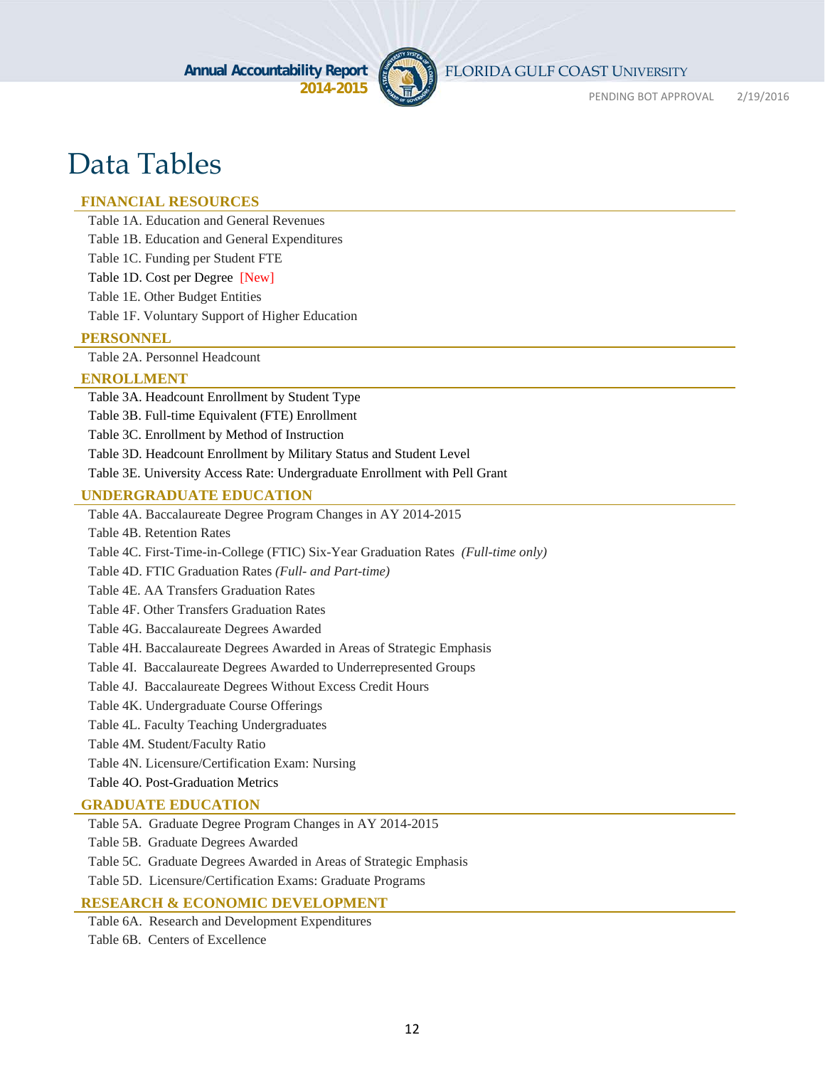# Data Tables

## FINANCIAL RESOURCES

Table 1A. Education and General Revenues

Table 1B. Education and General Expenditures

Table 1C. Funding per Student FTE

Table 1D. Cost per Degree [New]

Table 1E. Other Budget Entities

Table 1F. Voluntary Support of Higher Education

## PERSONNEL

Table 2A. Personnel Headcount

## ENROLLMENT

Table 3A. Headcount Enrollment by Student Type

Table 3B. Full-time Equivalent (FTE) Enrollment

Table 3C. Enrollment by Method of Instruction

Table 3D. Headcount Enrollment by Military Status and Student Level

Table 3E. University Access Rate: Undergraduate Enrollment with Pell Grant

## UNDERGRADUATE EDUCATION

Table 4A. Baccalaureate Degree Program Changes in AY 2014-2015

Table 4B. Retention Rates

Table 4C. First-Time-in-College (FTIC) Six-Year Graduation Rates *(Full-time only)*

Table 4D. FTIC Graduation Rates *(Full- and Part-time)*

Table 4E. AA Transfers Graduation Rates

Table 4F. Other Transfers Graduation Rates

Table 4G. Baccalaureate Degrees Awarded

Table 4H. Baccalaureate Degrees Awarded in Areas of Strategic Emphasis

Table 4I. Baccalaureate Degrees Awarded to Underrepresented Groups

Table 4J. Baccalaureate Degrees Without Excess Credit Hours

Table 4K. Undergraduate Course Offerings

Table 4L. Faculty Teaching Undergraduates

Table 4M. Student/Faculty Ratio

Table 4N. Licensure/Certification Exam: Nursing

Table 4O. Post-Graduation Metrics

## GRADUATE EDUCATION

Table 5A. Graduate Degree Program Changes in AY 2014-2015

Table 5B. Graduate Degrees Awarded

Table 5C. Graduate Degrees Awarded in Areas of Strategic Emphasis

Table 5D. Licensure/Certification Exams: Graduate Programs

## RESEARCH & ECONOMIC DEVELOPMENT

Table 6A. Research and Development Expenditures

Table 6B. Centers of Excellence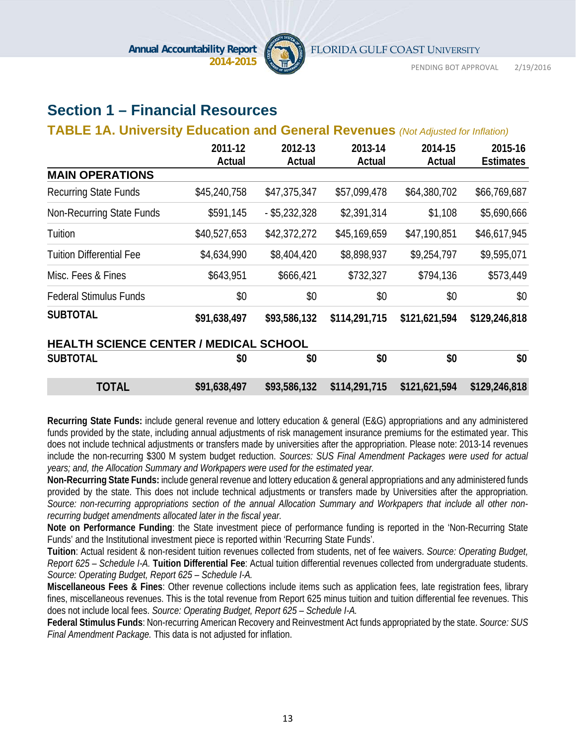## Section 1 – Financial Resources

### TABLE 1A. University Education and General Revenues *(Not Adjusted for Inflation)*

| | 2011-12 Actual | 2012-13 Actual | 2013-14 Actual | 2014-15 Actual | 2015-16 Estimates |
|---|---|---|---|---|---|
| **MAIN OPERATIONS** | | | | | |
| Recurring State Funds | $45,240,758 | $47,375,347 | $57,099,478 | $64,380,702 | $66,769,687 |
| Non-Recurring State Funds | $591,145 | - $5,232,328 | $2,391,314 | $1,108 | $5,690,666 |
| Tuition | $40,527,653 | $42,372,272 | $45,169,659 | $47,190,851 | $46,617,945 |
| Tuition Differential Fee | $4,634,990 | $8,404,420 | $8,898,937 | $9,254,797 | $9,595,071 |
| Misc. Fees & Fines | $643,951 | $666,421 | $732,327 | $794,136 | $573,449 |
| Federal Stimulus Funds | $0 | $0 | $0 | $0 | $0 |
| **SUBTOTAL** | **$91,638,497** | **$93,586,132** | **$114,291,715** | **$121,621,594** | **$129,246,818** |
| **HEALTH SCIENCE CENTER / MEDICAL SCHOOL** | | | | | |
| **SUBTOTAL** | **$0** | **$0** | **$0** | **$0** | **$0** |
| **TOTAL** | **$91,638,497** | **$93,586,132** | **$114,291,715** | **$121,621,594** | **$129,246,818** |

**Recurring State Funds:** include general revenue and lottery education & general (E&G) appropriations and any administered funds provided by the state, including annual adjustments of risk management insurance premiums for the estimated year. This does not include technical adjustments or transfers made by universities after the appropriation. Please note: 2013-14 revenues include the non-recurring $300 M system budget reduction. *Sources: SUS Final Amendment Packages were used for actual years; and, the Allocation Summary and Workpapers were used for the estimated year.*
**Non-Recurring State Funds:** include general revenue and lottery education & general appropriations and any administered funds provided by the state. This does not include technical adjustments or transfers made by Universities after the appropriation. *Source: non-recurring appropriations section of the annual Allocation Summary and Workpapers that include all other non-recurring budget amendments allocated later in the fiscal year.*
**Note on Performance Funding**: the State investment piece of performance funding is reported in the 'Non-Recurring State Funds' and the Institutional investment piece is reported within 'Recurring State Funds'.
**Tuition**: Actual resident & non-resident tuition revenues collected from students, net of fee waivers. *Source: Operating Budget, Report 625 – Schedule I-A.* **Tuition Differential Fee**: Actual tuition differential revenues collected from undergraduate students. *Source: Operating Budget, Report 625 – Schedule I-A.*
**Miscellaneous Fees & Fines**: Other revenue collections include items such as application fees, late registration fees, library fines, miscellaneous revenues. This is the total revenue from Report 625 minus tuition and tuition differential fee revenues. This does not include local fees. *Source: Operating Budget, Report 625 – Schedule I-A.*
**Federal Stimulus Funds**: Non-recurring American Recovery and Reinvestment Act funds appropriated by the state. *Source: SUS Final Amendment Package.* This data is not adjusted for inflation.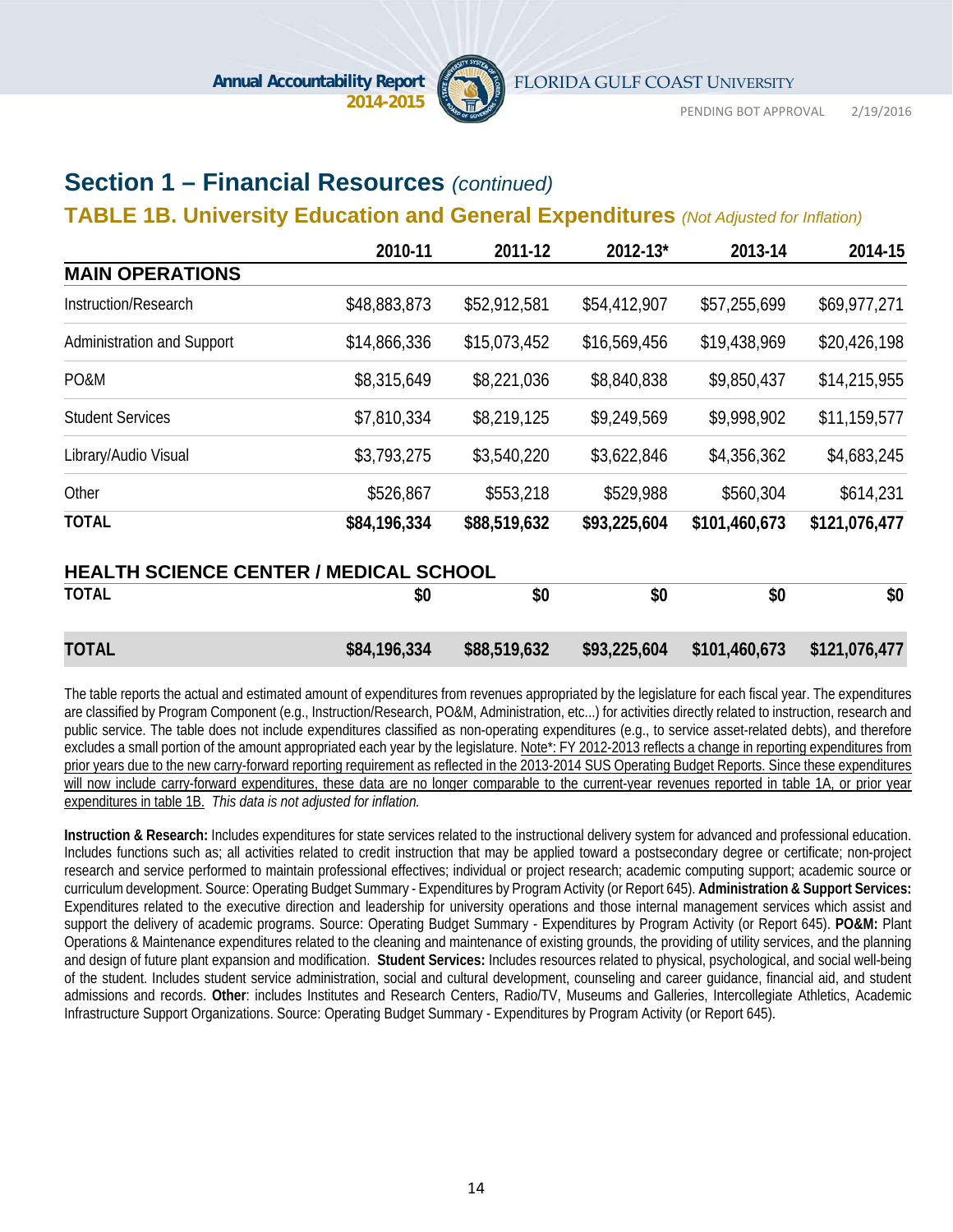## Section 1 – Financial Resources *(continued)*

### TABLE 1B. University Education and General Expenditures *(Not Adjusted for Inflation)*

| | 2010-11 | 2011-12 | 2012-13* | 2013-14 | 2014-15 |
|---|---|---|---|---|---|
| **MAIN OPERATIONS** | | | | | |
| Instruction/Research | $48,883,873 | $52,912,581 | $54,412,907 | $57,255,699 | $69,977,271 |
| Administration and Support | $14,866,336 | $15,073,452 | $16,569,456 | $19,438,969 | $20,426,198 |
| PO&M | $8,315,649 | $8,221,036 | $8,840,838 | $9,850,437 | $14,215,955 |
| Student Services | $7,810,334 | $8,219,125 | $9,249,569 | $9,998,902 | $11,159,577 |
| Library/Audio Visual | $3,793,275 | $3,540,220 | $3,622,846 | $4,356,362 | $4,683,245 |
| Other | $526,867 | $553,218 | $529,988 | $560,304 | $614,231 |
| **TOTAL** | **$84,196,334** | **$88,519,632** | **$93,225,604** | **$101,460,673** | **$121,076,477** |
| **HEALTH SCIENCE CENTER / MEDICAL SCHOOL** | | | | | |
| **TOTAL** | **$0** | **$0** | **$0** | **$0** | **$0** |
| **TOTAL** | **$84,196,334** | **$88,519,632** | **$93,225,604** | **$101,460,673** | **$121,076,477** |

The table reports the actual and estimated amount of expenditures from revenues appropriated by the legislature for each fiscal year. The expenditures are classified by Program Component (e.g., Instruction/Research, PO&M, Administration, etc...) for activities directly related to instruction, research and public service. The table does not include expenditures classified as non-operating expenditures (e.g., to service asset-related debts), and therefore excludes a small portion of the amount appropriated each year by the legislature. Note*: FY 2012-2013 reflects a change in reporting expenditures from prior years due to the new carry-forward reporting requirement as reflected in the 2013-2014 SUS Operating Budget Reports. Since these expenditures will now include carry-forward expenditures, these data are no longer comparable to the current-year revenues reported in table 1A, or prior year expenditures in table 1B. *This data is not adjusted for inflation.*

**Instruction & Research:** Includes expenditures for state services related to the instructional delivery system for advanced and professional education. Includes functions such as; all activities related to credit instruction that may be applied toward a postsecondary degree or certificate; non-project research and service performed to maintain professional effectives; individual or project research; academic computing support; academic source or curriculum development. Source: Operating Budget Summary - Expenditures by Program Activity (or Report 645). **Administration & Support Services:** Expenditures related to the executive direction and leadership for university operations and those internal management services which assist and support the delivery of academic programs. Source: Operating Budget Summary - Expenditures by Program Activity (or Report 645). **PO&M:** Plant Operations & Maintenance expenditures related to the cleaning and maintenance of existing grounds, the providing of utility services, and the planning and design of future plant expansion and modification. **Student Services:** Includes resources related to physical, psychological, and social well-being of the student. Includes student service administration, social and cultural development, counseling and career guidance, financial aid, and student admissions and records. **Other**: includes Institutes and Research Centers, Radio/TV, Museums and Galleries, Intercollegiate Athletics, Academic Infrastructure Support Organizations. Source: Operating Budget Summary - Expenditures by Program Activity (or Report 645).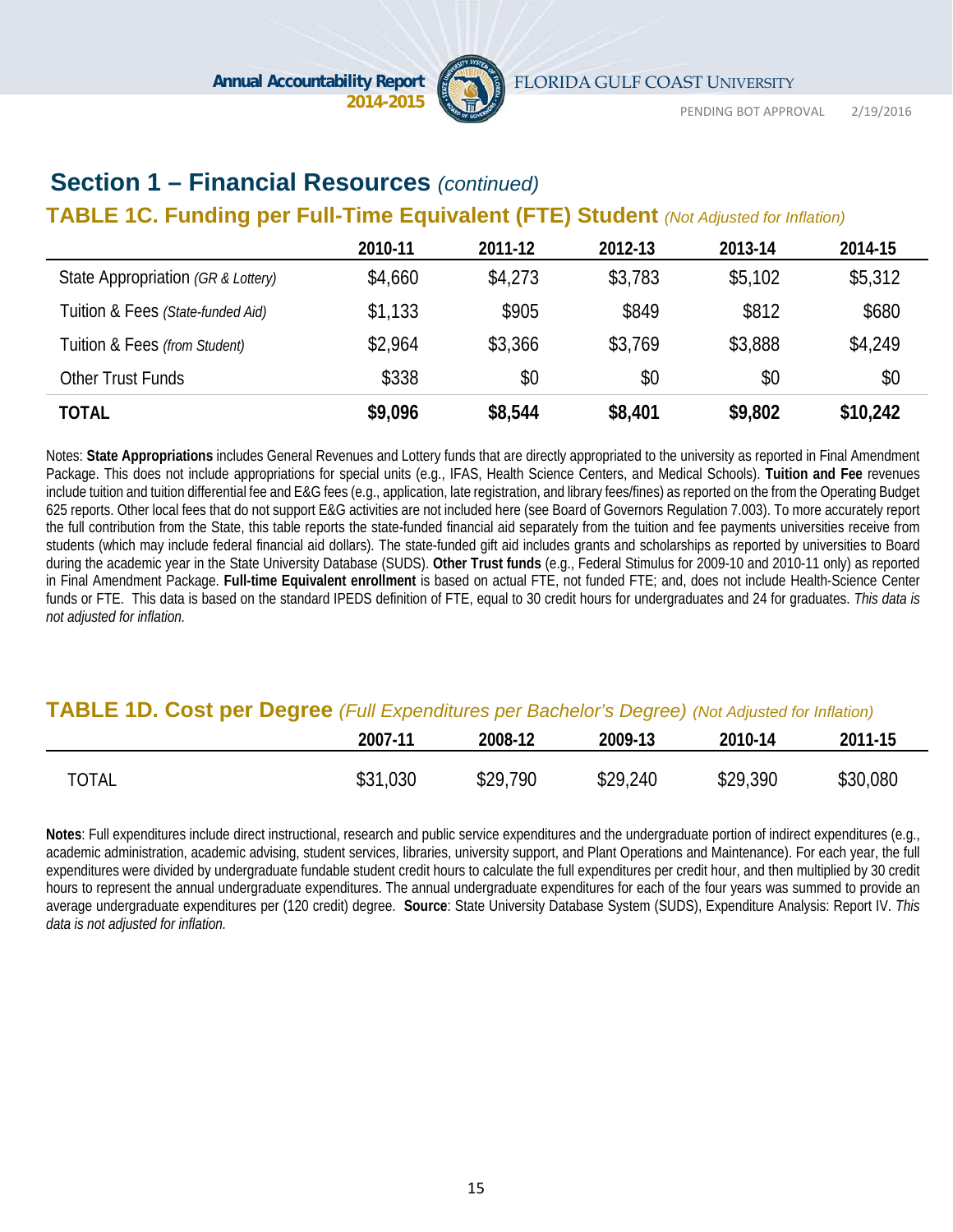## Section 1 – Financial Resources *(continued)*

### TABLE 1C. Funding per Full-Time Equivalent (FTE) Student *(Not Adjusted for Inflation)*

| | 2010-11 | 2011-12 | 2012-13 | 2013-14 | 2014-15 |
|---|---|---|---|---|---|
| State Appropriation *(GR & Lottery)* | $4,660 | $4,273 | $3,783 | $5,102 | $5,312 |
| Tuition & Fees *(State-funded Aid)* | $1,133 | $905 | $849 | $812 | $680 |
| Tuition & Fees *(from Student)* | $2,964 | $3,366 | $3,769 | $3,888 | $4,249 |
| Other Trust Funds | $338 | $0 | $0 | $0 | $0 |
| **TOTAL** | **$9,096** | **$8,544** | **$8,401** | **$9,802** | **$10,242** |

Notes: **State Appropriations** includes General Revenues and Lottery funds that are directly appropriated to the university as reported in Final Amendment Package. This does not include appropriations for special units (e.g., IFAS, Health Science Centers, and Medical Schools). **Tuition and Fee** revenues include tuition and tuition differential fee and E&G fees (e.g., application, late registration, and library fees/fines) as reported on the from the Operating Budget 625 reports. Other local fees that do not support E&G activities are not included here (see Board of Governors Regulation 7.003). To more accurately report the full contribution from the State, this table reports the state-funded financial aid separately from the tuition and fee payments universities receive from students (which may include federal financial aid dollars). The state-funded gift aid includes grants and scholarships as reported by universities to Board during the academic year in the State University Database (SUDS). **Other Trust funds** (e.g., Federal Stimulus for 2009-10 and 2010-11 only) as reported in Final Amendment Package. **Full-time Equivalent enrollment** is based on actual FTE, not funded FTE; and, does not include Health-Science Center funds or FTE. This data is based on the standard IPEDS definition of FTE, equal to 30 credit hours for undergraduates and 24 for graduates. *This data is not adjusted for inflation.*

### TABLE 1D. Cost per Degree *(Full Expenditures per Bachelor's Degree) (Not Adjusted for Inflation)*

| | 2007-11 | 2008-12 | 2009-13 | 2010-14 | 2011-15 |
|---|---|---|---|---|---|
| TOTAL | $31,030 | $29,790 | $29,240 | $29,390 | $30,080 |

**Notes**: Full expenditures include direct instructional, research and public service expenditures and the undergraduate portion of indirect expenditures (e.g., academic administration, academic advising, student services, libraries, university support, and Plant Operations and Maintenance). For each year, the full expenditures were divided by undergraduate fundable student credit hours to calculate the full expenditures per credit hour, and then multiplied by 30 credit hours to represent the annual undergraduate expenditures. The annual undergraduate expenditures for each of the four years was summed to provide an average undergraduate expenditures per (120 credit) degree. **Source**: State University Database System (SUDS), Expenditure Analysis: Report IV. *This data is not adjusted for inflation.*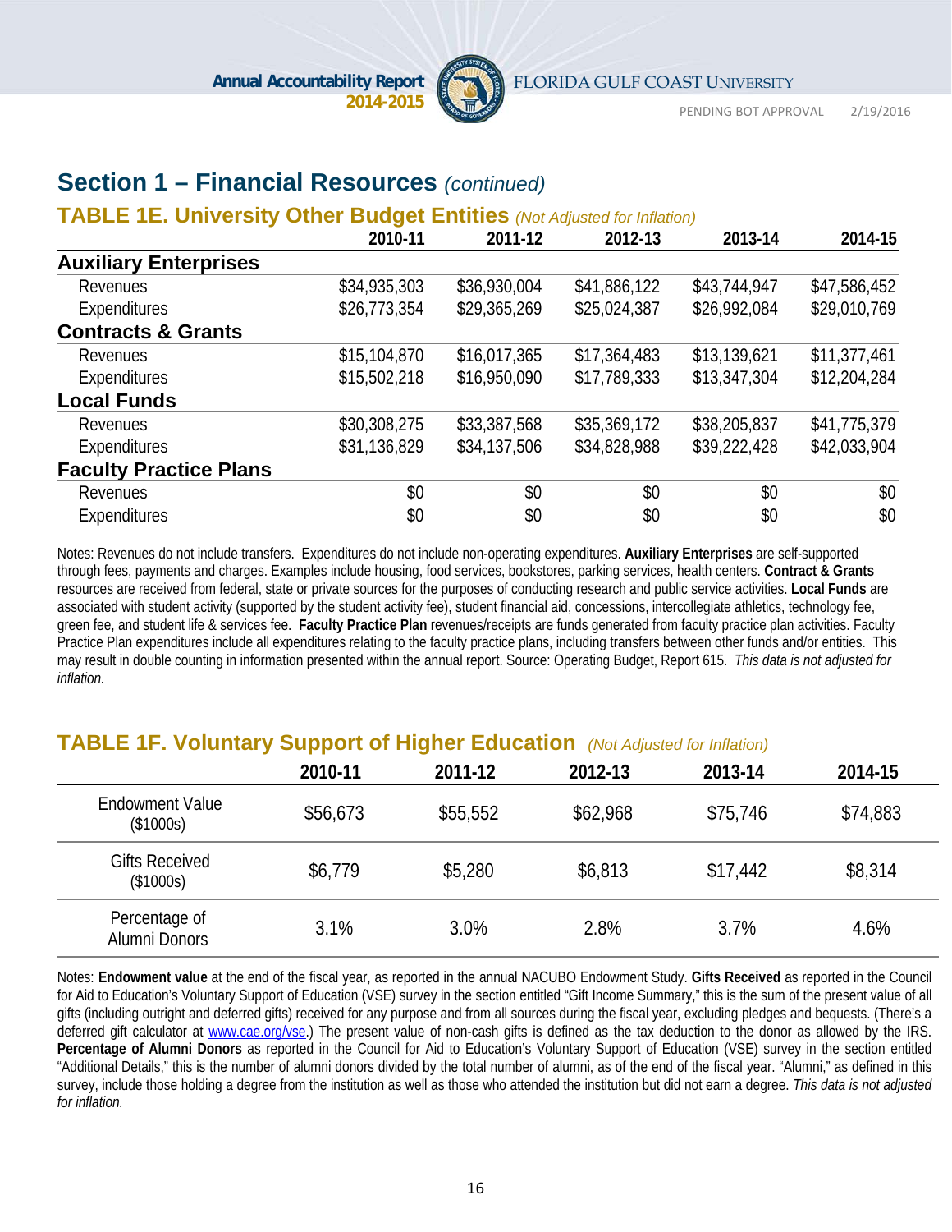## Section 1 – Financial Resources *(continued)*

### TABLE 1E. University Other Budget Entities *(Not Adjusted for Inflation)*

| | 2010-11 | 2011-12 | 2012-13 | 2013-14 | 2014-15 |
|---|---|---|---|---|---|
| **Auxiliary Enterprises** | | | | | |
| Revenues | $34,935,303 | $36,930,004 | $41,886,122 | $43,744,947 | $47,586,452 |
| Expenditures | $26,773,354 | $29,365,269 | $25,024,387 | $26,992,084 | $29,010,769 |
| **Contracts & Grants** | | | | | |
| Revenues | $15,104,870 | $16,017,365 | $17,364,483 | $13,139,621 | $11,377,461 |
| Expenditures | $15,502,218 | $16,950,090 | $17,789,333 | $13,347,304 | $12,204,284 |
| **Local Funds** | | | | | |
| Revenues | $30,308,275 | $33,387,568 | $35,369,172 | $38,205,837 | $41,775,379 |
| Expenditures | $31,136,829 | $34,137,506 | $34,828,988 | $39,222,428 | $42,033,904 |
| **Faculty Practice Plans** | | | | | |
| Revenues | $0 | $0 | $0 | $0 | $0 |
| Expenditures | $0 | $0 | $0 | $0 | $0 |

Notes: Revenues do not include transfers. Expenditures do not include non-operating expenditures. **Auxiliary Enterprises** are self-supported through fees, payments and charges. Examples include housing, food services, bookstores, parking services, health centers. **Contract & Grants** resources are received from federal, state or private sources for the purposes of conducting research and public service activities. **Local Funds** are associated with student activity (supported by the student activity fee), student financial aid, concessions, intercollegiate athletics, technology fee, green fee, and student life & services fee. **Faculty Practice Plan** revenues/receipts are funds generated from faculty practice plan activities. Faculty Practice Plan expenditures include all expenditures relating to the faculty practice plans, including transfers between other funds and/or entities. This may result in double counting in information presented within the annual report. Source: Operating Budget, Report 615. *This data is not adjusted for inflation.*

### TABLE 1F. Voluntary Support of Higher Education *(Not Adjusted for Inflation)*

| | 2010-11 | 2011-12 | 2012-13 | 2013-14 | 2014-15 |
|---|---|---|---|---|---|
| Endowment Value ($1000s) | $56,673 | $55,552 | $62,968 | $75,746 | $74,883 |
| Gifts Received ($1000s) | $6,779 | $5,280 | $6,813 | $17,442 | $8,314 |
| Percentage of Alumni Donors | 3.1% | 3.0% | 2.8% | 3.7% | 4.6% |

Notes: **Endowment value** at the end of the fiscal year, as reported in the annual NACUBO Endowment Study. **Gifts Received** as reported in the Council for Aid to Education's Voluntary Support of Education (VSE) survey in the section entitled "Gift Income Summary," this is the sum of the present value of all gifts (including outright and deferred gifts) received for any purpose and from all sources during the fiscal year, excluding pledges and bequests. (There's a deferred gift calculator at www.cae.org/vse.) The present value of non-cash gifts is defined as the tax deduction to the donor as allowed by the IRS. **Percentage of Alumni Donors** as reported in the Council for Aid to Education's Voluntary Support of Education (VSE) survey in the section entitled "Additional Details," this is the number of alumni donors divided by the total number of alumni, as of the end of the fiscal year. "Alumni," as defined in this survey, include those holding a degree from the institution as well as those who attended the institution but did not earn a degree. *This data is not adjusted for inflation.*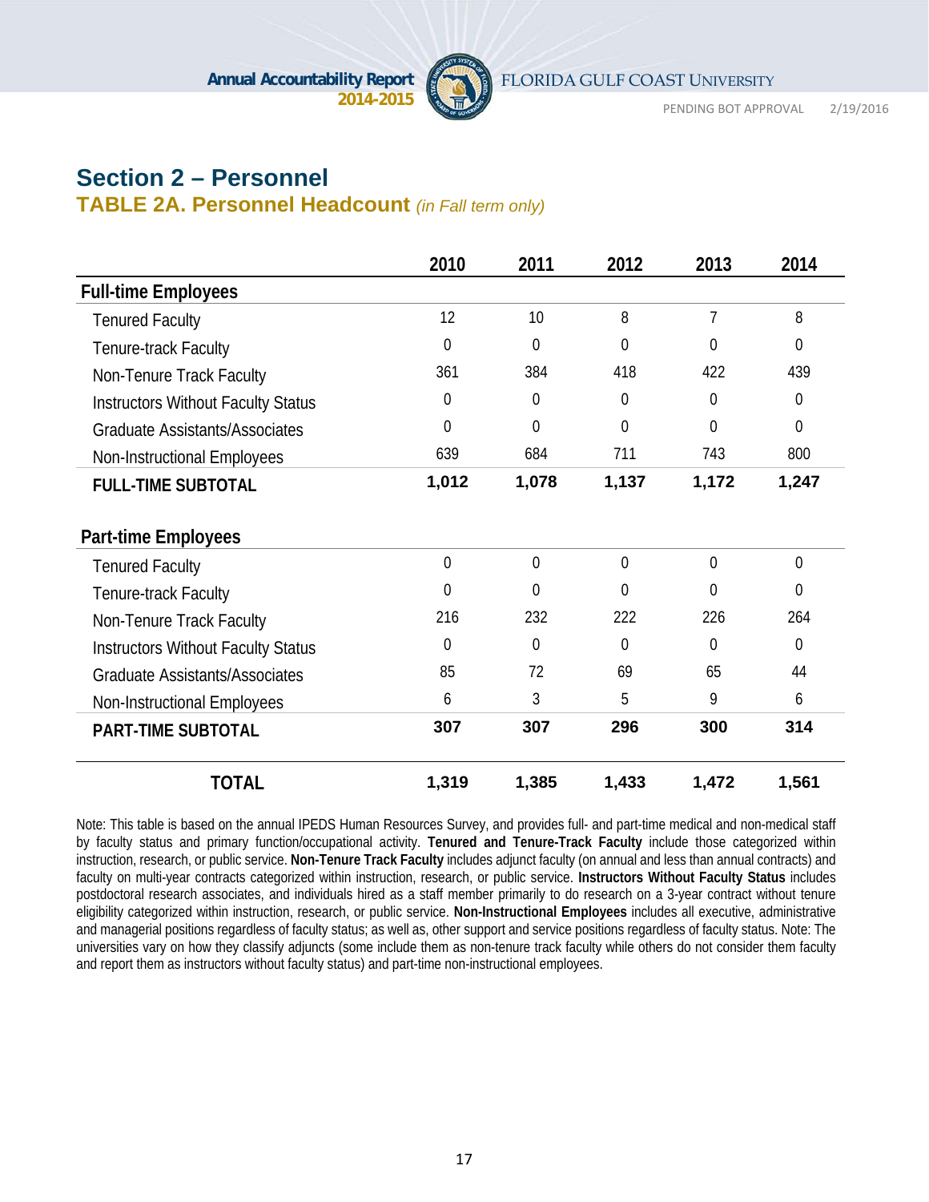# Section 2 – Personnel

## TABLE 2A. Personnel Headcount *(in Fall term only)*

| | 2010 | 2011 | 2012 | 2013 | 2014 |
|---|---|---|---|---|---|
| **Full-time Employees** | | | | | |
| Tenured Faculty | 12 | 10 | 8 | 7 | 8 |
| Tenure-track Faculty | 0 | 0 | 0 | 0 | 0 |
| Non-Tenure Track Faculty | 361 | 384 | 418 | 422 | 439 |
| Instructors Without Faculty Status | 0 | 0 | 0 | 0 | 0 |
| Graduate Assistants/Associates | 0 | 0 | 0 | 0 | 0 |
| Non-Instructional Employees | 639 | 684 | 711 | 743 | 800 |
| **FULL-TIME SUBTOTAL** | **1,012** | **1,078** | **1,137** | **1,172** | **1,247** |
| **Part-time Employees** | | | | | |
| Tenured Faculty | 0 | 0 | 0 | 0 | 0 |
| Tenure-track Faculty | 0 | 0 | 0 | 0 | 0 |
| Non-Tenure Track Faculty | 216 | 232 | 222 | 226 | 264 |
| Instructors Without Faculty Status | 0 | 0 | 0 | 0 | 0 |
| Graduate Assistants/Associates | 85 | 72 | 69 | 65 | 44 |
| Non-Instructional Employees | 6 | 3 | 5 | 9 | 6 |
| **PART-TIME SUBTOTAL** | **307** | **307** | **296** | **300** | **314** |
| **TOTAL** | **1,319** | **1,385** | **1,433** | **1,472** | **1,561** |

Note: This table is based on the annual IPEDS Human Resources Survey, and provides full- and part-time medical and non-medical staff by faculty status and primary function/occupational activity. **Tenured and Tenure-Track Faculty** include those categorized within instruction, research, or public service. **Non-Tenure Track Faculty** includes adjunct faculty (on annual and less than annual contracts) and faculty on multi-year contracts categorized within instruction, research, or public service. **Instructors Without Faculty Status** includes postdoctoral research associates, and individuals hired as a staff member primarily to do research on a 3-year contract without tenure eligibility categorized within instruction, research, or public service. **Non-Instructional Employees** includes all executive, administrative and managerial positions regardless of faculty status; as well as, other support and service positions regardless of faculty status. Note: The universities vary on how they classify adjuncts (some include them as non-tenure track faculty while others do not consider them faculty and report them as instructors without faculty status) and part-time non-instructional employees.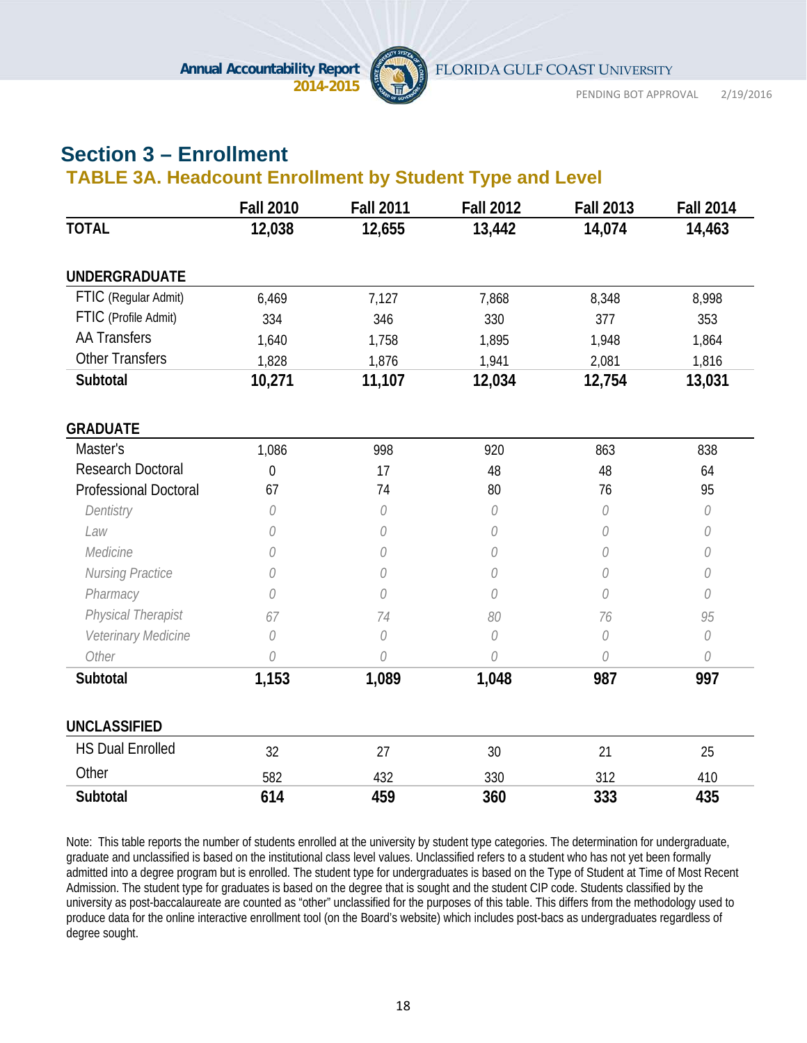## Section 3 – Enrollment

### TABLE 3A. Headcount Enrollment by Student Type and Level

| | Fall 2010 | Fall 2011 | Fall 2012 | Fall 2013 | Fall 2014 |
|---|---|---|---|---|---|
| **TOTAL** | **12,038** | **12,655** | **13,442** | **14,074** | **14,463** |
| **UNDERGRADUATE** | | | | | |
| FTIC (Regular Admit) | 6,469 | 7,127 | 7,868 | 8,348 | 8,998 |
| FTIC (Profile Admit) | 334 | 346 | 330 | 377 | 353 |
| AA Transfers | 1,640 | 1,758 | 1,895 | 1,948 | 1,864 |
| Other Transfers | 1,828 | 1,876 | 1,941 | 2,081 | 1,816 |
| **Subtotal** | **10,271** | **11,107** | **12,034** | **12,754** | **13,031** |
| **GRADUATE** | | | | | |
| Master's | 1,086 | 998 | 920 | 863 | 838 |
| Research Doctoral | 0 | 17 | 48 | 48 | 64 |
| Professional Doctoral | 67 | 74 | 80 | 76 | 95 |
| *Dentistry* | *0* | *0* | *0* | *0* | *0* |
| *Law* | *0* | *0* | *0* | *0* | *0* |
| *Medicine* | *0* | *0* | *0* | *0* | *0* |
| *Nursing Practice* | *0* | *0* | *0* | *0* | *0* |
| *Pharmacy* | *0* | *0* | *0* | *0* | *0* |
| *Physical Therapist* | *67* | *74* | *80* | *76* | *95* |
| *Veterinary Medicine* | *0* | *0* | *0* | *0* | *0* |
| *Other* | *0* | *0* | *0* | *0* | *0* |
| **Subtotal** | **1,153** | **1,089** | **1,048** | **987** | **997** |
| **UNCLASSIFIED** | | | | | |
| HS Dual Enrolled | 32 | 27 | 30 | 21 | 25 |
| Other | 582 | 432 | 330 | 312 | 410 |
| **Subtotal** | **614** | **459** | **360** | **333** | **435** |

Note: This table reports the number of students enrolled at the university by student type categories. The determination for undergraduate, graduate and unclassified is based on the institutional class level values. Unclassified refers to a student who has not yet been formally admitted into a degree program but is enrolled. The student type for undergraduates is based on the Type of Student at Time of Most Recent Admission. The student type for graduates is based on the degree that is sought and the student CIP code. Students classified by the university as post-baccalaureate are counted as "other" unclassified for the purposes of this table. This differs from the methodology used to produce data for the online interactive enrollment tool (on the Board's website) which includes post-bacs as undergraduates regardless of degree sought.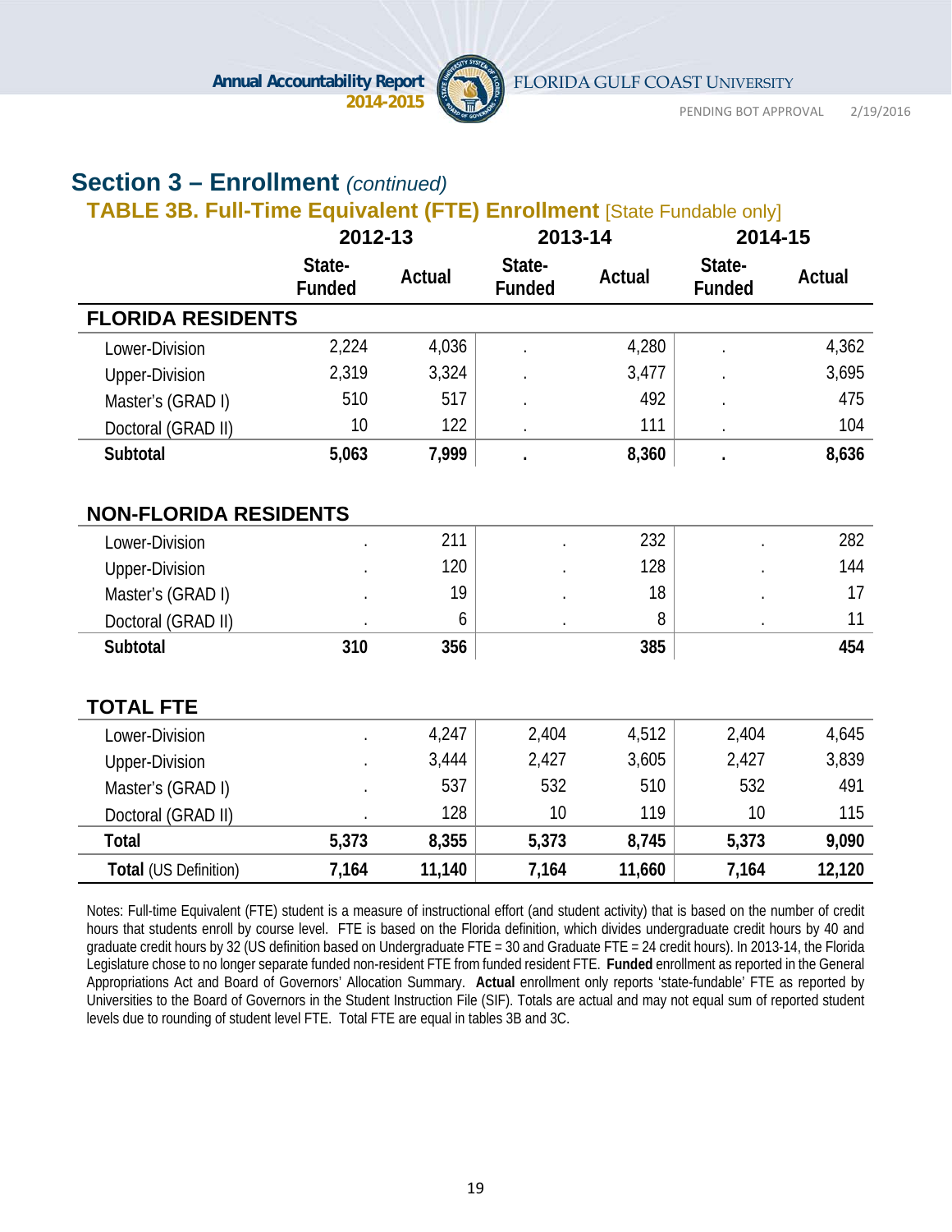## Section 3 – Enrollment *(continued)*

### TABLE 3B. Full-Time Equivalent (FTE) Enrollment [State Fundable only]

| | 2012-13 | | 2013-14 | | 2014-15 | |
|---|---|---|---|---|---|---|
| | State-Funded | Actual | State-Funded | Actual | State-Funded | Actual |
| **FLORIDA RESIDENTS** | | | | | | |
| Lower-Division | 2,224 | 4,036 | . | 4,280 | . | 4,362 |
| Upper-Division | 2,319 | 3,324 | . | 3,477 | . | 3,695 |
| Master's (GRAD I) | 510 | 517 | . | 492 | . | 475 |
| Doctoral (GRAD II) | 10 | 122 | . | 111 | . | 104 |
| **Subtotal** | **5,063** | **7,999** | **.** | **8,360** | **.** | **8,636** |
| **NON-FLORIDA RESIDENTS** | | | | | | |
| Lower-Division | . | 211 | . | 232 | . | 282 |
| Upper-Division | . | 120 | . | 128 | . | 144 |
| Master's (GRAD I) | . | 19 | . | 18 | . | 17 |
| Doctoral (GRAD II) | . | 6 | . | 8 | . | 11 |
| **Subtotal** | **310** | **356** | | **385** | | **454** |
| **TOTAL FTE** | | | | | | |
| Lower-Division | . | 4,247 | 2,404 | 4,512 | 2,404 | 4,645 |
| Upper-Division | . | 3,444 | 2,427 | 3,605 | 2,427 | 3,839 |
| Master's (GRAD I) | . | 537 | 532 | 510 | 532 | 491 |
| Doctoral (GRAD II) | . | 128 | 10 | 119 | 10 | 115 |
| **Total** | **5,373** | **8,355** | **5,373** | **8,745** | **5,373** | **9,090** |
| **Total** (US Definition) | **7,164** | **11,140** | **7,164** | **11,660** | **7,164** | **12,120** |

Notes: Full-time Equivalent (FTE) student is a measure of instructional effort (and student activity) that is based on the number of credit hours that students enroll by course level. FTE is based on the Florida definition, which divides undergraduate credit hours by 40 and graduate credit hours by 32 (US definition based on Undergraduate FTE = 30 and Graduate FTE = 24 credit hours). In 2013-14, the Florida Legislature chose to no longer separate funded non-resident FTE from funded resident FTE. **Funded** enrollment as reported in the General Appropriations Act and Board of Governors' Allocation Summary. **Actual** enrollment only reports 'state-fundable' FTE as reported by Universities to the Board of Governors in the Student Instruction File (SIF). Totals are actual and may not equal sum of reported student levels due to rounding of student level FTE. Total FTE are equal in tables 3B and 3C.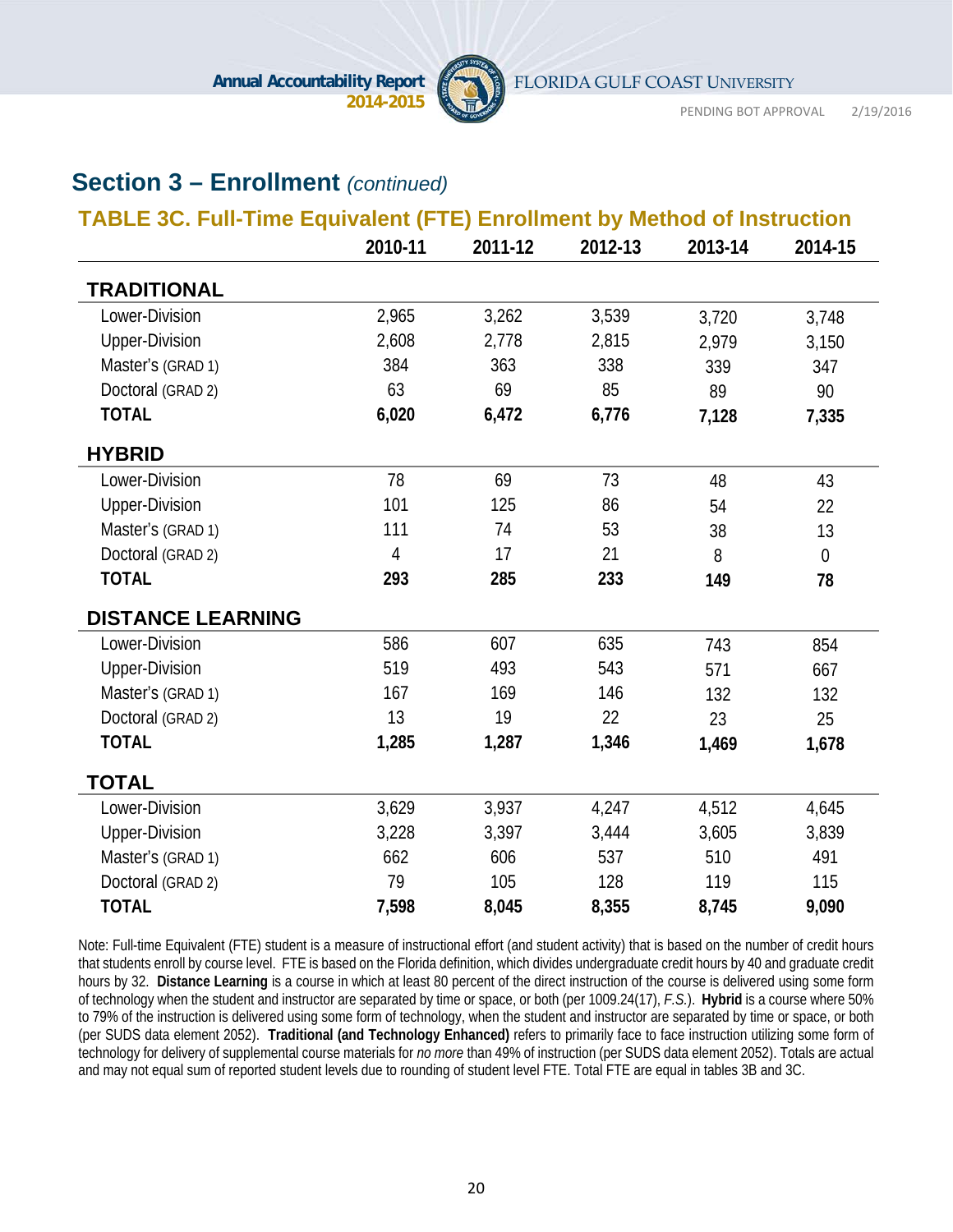## Section 3 – Enrollment *(continued)*

### TABLE 3C. Full-Time Equivalent (FTE) Enrollment by Method of Instruction

| | 2010-11 | 2011-12 | 2012-13 | 2013-14 | 2014-15 |
|---|---|---|---|---|---|
| **TRADITIONAL** | | | | | |
| Lower-Division | 2,965 | 3,262 | 3,539 | 3,720 | 3,748 |
| Upper-Division | 2,608 | 2,778 | 2,815 | 2,979 | 3,150 |
| Master's (GRAD 1) | 384 | 363 | 338 | 339 | 347 |
| Doctoral (GRAD 2) | 63 | 69 | 85 | 89 | 90 |
| **TOTAL** | **6,020** | **6,472** | **6,776** | **7,128** | **7,335** |
| **HYBRID** | | | | | |
| Lower-Division | 78 | 69 | 73 | 48 | 43 |
| Upper-Division | 101 | 125 | 86 | 54 | 22 |
| Master's (GRAD 1) | 111 | 74 | 53 | 38 | 13 |
| Doctoral (GRAD 2) | 4 | 17 | 21 | 8 | 0 |
| **TOTAL** | **293** | **285** | **233** | **149** | **78** |
| **DISTANCE LEARNING** | | | | | |
| Lower-Division | 586 | 607 | 635 | 743 | 854 |
| Upper-Division | 519 | 493 | 543 | 571 | 667 |
| Master's (GRAD 1) | 167 | 169 | 146 | 132 | 132 |
| Doctoral (GRAD 2) | 13 | 19 | 22 | 23 | 25 |
| **TOTAL** | **1,285** | **1,287** | **1,346** | **1,469** | **1,678** |
| **TOTAL** | | | | | |
| Lower-Division | 3,629 | 3,937 | 4,247 | 4,512 | 4,645 |
| Upper-Division | 3,228 | 3,397 | 3,444 | 3,605 | 3,839 |
| Master's (GRAD 1) | 662 | 606 | 537 | 510 | 491 |
| Doctoral (GRAD 2) | 79 | 105 | 128 | 119 | 115 |
| **TOTAL** | **7,598** | **8,045** | **8,355** | **8,745** | **9,090** |

Note: Full-time Equivalent (FTE) student is a measure of instructional effort (and student activity) that is based on the number of credit hours that students enroll by course level. FTE is based on the Florida definition, which divides undergraduate credit hours by 40 and graduate credit hours by 32. **Distance Learning** is a course in which at least 80 percent of the direct instruction of the course is delivered using some form of technology when the student and instructor are separated by time or space, or both (per 1009.24(17), *F.S.*). **Hybrid** is a course where 50% to 79% of the instruction is delivered using some form of technology, when the student and instructor are separated by time or space, or both (per SUDS data element 2052). **Traditional (and Technology Enhanced)** refers to primarily face to face instruction utilizing some form of technology for delivery of supplemental course materials for *no more* than 49% of instruction (per SUDS data element 2052). Totals are actual and may not equal sum of reported student levels due to rounding of student level FTE. Total FTE are equal in tables 3B and 3C.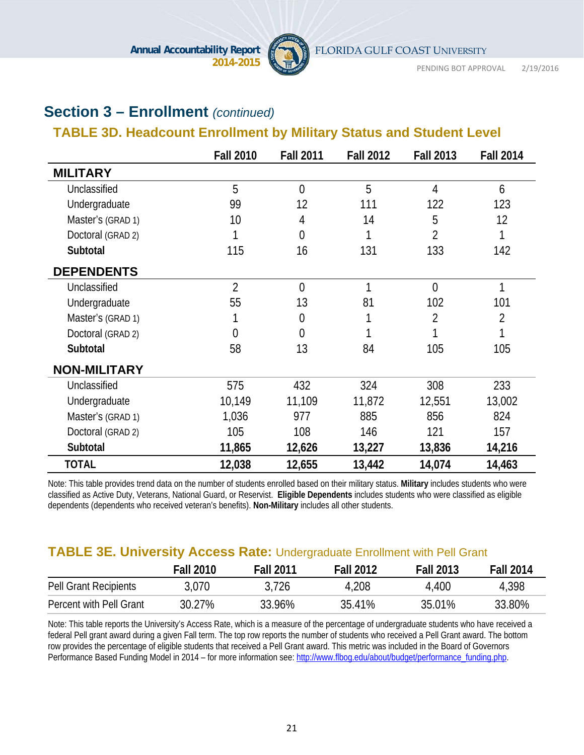## Section 3 – Enrollment *(continued)*

### TABLE 3D. Headcount Enrollment by Military Status and Student Level

| | Fall 2010 | Fall 2011 | Fall 2012 | Fall 2013 | Fall 2014 |
|---|---|---|---|---|---|
| **MILITARY** | | | | | |
| Unclassified | 5 | 0 | 5 | 4 | 6 |
| Undergraduate | 99 | 12 | 111 | 122 | 123 |
| Master's (GRAD 1) | 10 | 4 | 14 | 5 | 12 |
| Doctoral (GRAD 2) | 1 | 0 | 1 | 2 | 1 |
| **Subtotal** | 115 | 16 | 131 | 133 | 142 |
| **DEPENDENTS** | | | | | |
| Unclassified | 2 | 0 | 1 | 0 | 1 |
| Undergraduate | 55 | 13 | 81 | 102 | 101 |
| Master's (GRAD 1) | 1 | 0 | 1 | 2 | 2 |
| Doctoral (GRAD 2) | 0 | 0 | 1 | 1 | 1 |
| **Subtotal** | 58 | 13 | 84 | 105 | 105 |
| **NON-MILITARY** | | | | | |
| Unclassified | 575 | 432 | 324 | 308 | 233 |
| Undergraduate | 10,149 | 11,109 | 11,872 | 12,551 | 13,002 |
| Master's (GRAD 1) | 1,036 | 977 | 885 | 856 | 824 |
| Doctoral (GRAD 2) | 105 | 108 | 146 | 121 | 157 |
| **Subtotal** | **11,865** | **12,626** | **13,227** | **13,836** | **14,216** |
| **TOTAL** | **12,038** | **12,655** | **13,442** | **14,074** | **14,463** |

Note: This table provides trend data on the number of students enrolled based on their military status. **Military** includes students who were classified as Active Duty, Veterans, National Guard, or Reservist. **Eligible Dependents** includes students who were classified as eligible dependents (dependents who received veteran's benefits). **Non-Military** includes all other students.

### TABLE 3E. University Access Rate: Undergraduate Enrollment with Pell Grant

| | Fall 2010 | Fall 2011 | Fall 2012 | Fall 2013 | Fall 2014 |
|---|---|---|---|---|---|
| Pell Grant Recipients | 3,070 | 3,726 | 4,208 | 4,400 | 4,398 |
| Percent with Pell Grant | 30.27% | 33.96% | 35.41% | 35.01% | 33.80% |

Note: This table reports the University's Access Rate, which is a measure of the percentage of undergraduate students who have received a federal Pell grant award during a given Fall term. The top row reports the number of students who received a Pell Grant award. The bottom row provides the percentage of eligible students that received a Pell Grant award. This metric was included in the Board of Governors Performance Based Funding Model in 2014 – for more information see: http://www.flbog.edu/about/budget/performance_funding.php.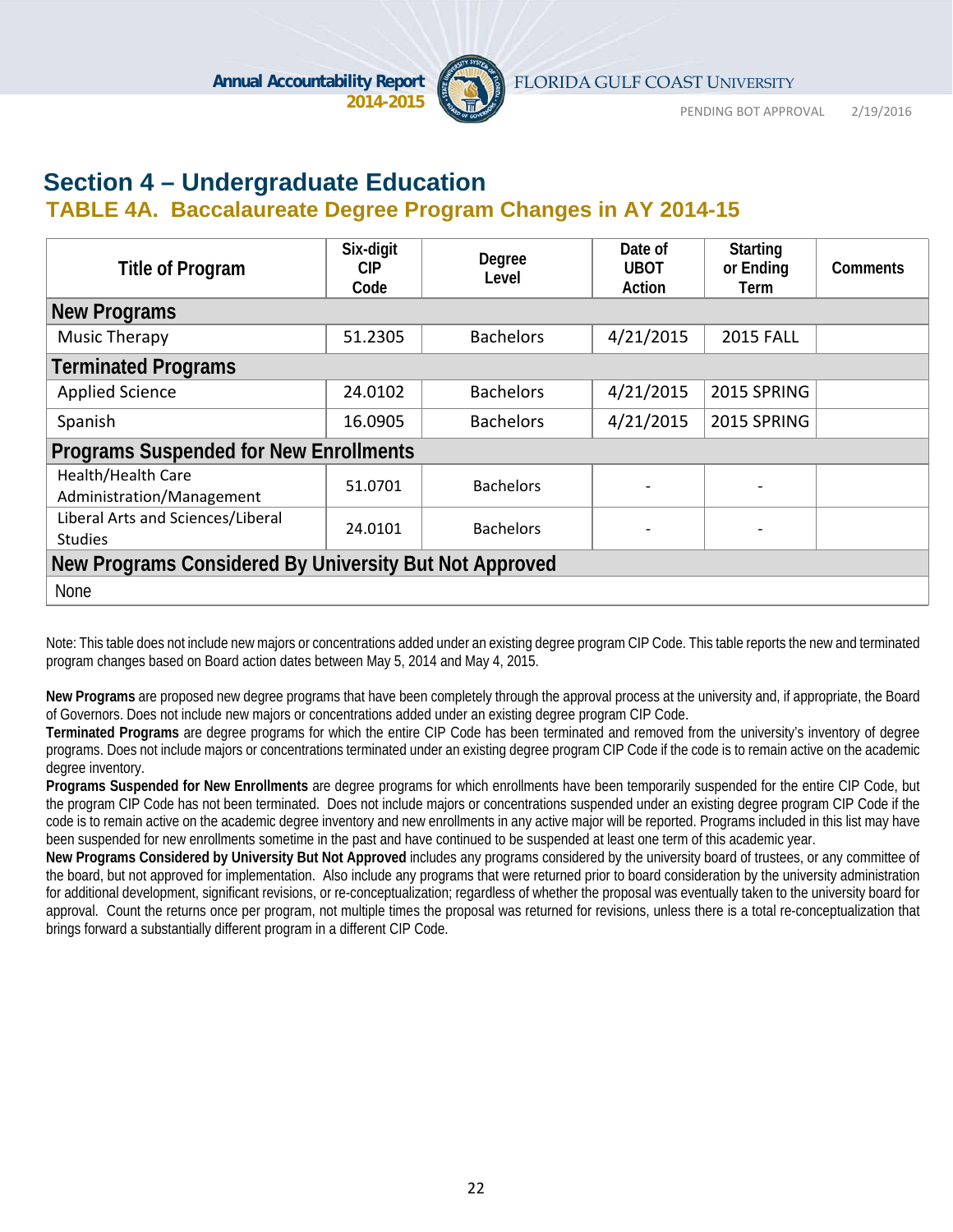## Section 4 – Undergraduate Education

### TABLE 4A. Baccalaureate Degree Program Changes in AY 2014-15

| Title of Program | Six-digit CIP Code | Degree Level | Date of UBOT Action | Starting or Ending Term | Comments |
|---|---|---|---|---|---|
| **New Programs** | | | | | |
| Music Therapy | 51.2305 | Bachelors | 4/21/2015 | 2015 FALL | |
| **Terminated Programs** | | | | | |
| Applied Science | 24.0102 | Bachelors | 4/21/2015 | 2015 SPRING | |
| Spanish | 16.0905 | Bachelors | 4/21/2015 | 2015 SPRING | |
| **Programs Suspended for New Enrollments** | | | | | |
| Health/Health Care Administration/Management | 51.0701 | Bachelors | - | - | |
| Liberal Arts and Sciences/Liberal Studies | 24.0101 | Bachelors | - | - | |
| **New Programs Considered By University But Not Approved** | | | | | |
| None | | | | | |

Note: This table does not include new majors or concentrations added under an existing degree program CIP Code. This table reports the new and terminated program changes based on Board action dates between May 5, 2014 and May 4, 2015.

**New Programs** are proposed new degree programs that have been completely through the approval process at the university and, if appropriate, the Board of Governors. Does not include new majors or concentrations added under an existing degree program CIP Code.
**Terminated Programs** are degree programs for which the entire CIP Code has been terminated and removed from the university's inventory of degree programs. Does not include majors or concentrations terminated under an existing degree program CIP Code if the code is to remain active on the academic degree inventory.
**Programs Suspended for New Enrollments** are degree programs for which enrollments have been temporarily suspended for the entire CIP Code, but the program CIP Code has not been terminated. Does not include majors or concentrations suspended under an existing degree program CIP Code if the code is to remain active on the academic degree inventory and new enrollments in any active major will be reported. Programs included in this list may have been suspended for new enrollments sometime in the past and have continued to be suspended at least one term of this academic year.
**New Programs Considered by University But Not Approved** includes any programs considered by the university board of trustees, or any committee of the board, but not approved for implementation. Also include any programs that were returned prior to board consideration by the university administration for additional development, significant revisions, or re-conceptualization; regardless of whether the proposal was eventually taken to the university board for approval. Count the returns once per program, not multiple times the proposal was returned for revisions, unless there is a total re-conceptualization that brings forward a substantially different program in a different CIP Code.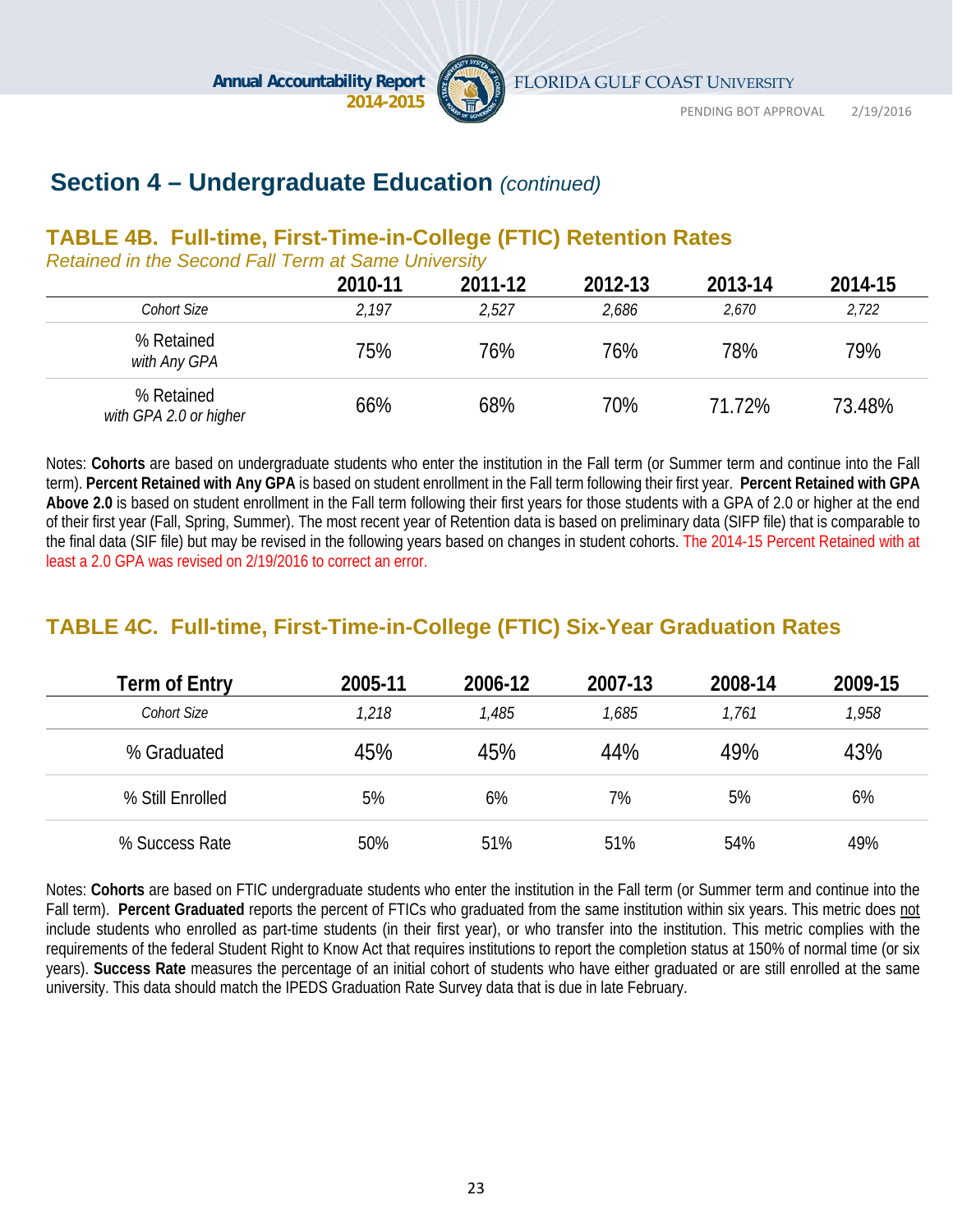## Section 4 – Undergraduate Education *(continued)*

### TABLE 4B. Full-time, First-Time-in-College (FTIC) Retention Rates

*Retained in the Second Fall Term at Same University*

| | 2010-11 | 2011-12 | 2012-13 | 2013-14 | 2014-15 |
|---|---|---|---|---|---|
| *Cohort Size* | *2,197* | *2,527* | *2,686* | *2,670* | *2,722* |
| % Retained *with Any GPA* | 75% | 76% | 76% | 78% | 79% |
| % Retained *with GPA 2.0 or higher* | 66% | 68% | 70% | 71.72% | 73.48% |

Notes: **Cohorts** are based on undergraduate students who enter the institution in the Fall term (or Summer term and continue into the Fall term). **Percent Retained with Any GPA** is based on student enrollment in the Fall term following their first year. **Percent Retained with GPA Above 2.0** is based on student enrollment in the Fall term following their first years for those students with a GPA of 2.0 or higher at the end of their first year (Fall, Spring, Summer). The most recent year of Retention data is based on preliminary data (SIFP file) that is comparable to the final data (SIF file) but may be revised in the following years based on changes in student cohorts. The 2014-15 Percent Retained with at least a 2.0 GPA was revised on 2/19/2016 to correct an error.

### TABLE 4C. Full-time, First-Time-in-College (FTIC) Six-Year Graduation Rates

| Term of Entry | 2005-11 | 2006-12 | 2007-13 | 2008-14 | 2009-15 |
|---|---|---|---|---|---|
| *Cohort Size* | *1,218* | *1,485* | *1,685* | *1,761* | *1,958* |
| % Graduated | 45% | 45% | 44% | 49% | 43% |
| % Still Enrolled | 5% | 6% | 7% | 5% | 6% |
| % Success Rate | 50% | 51% | 51% | 54% | 49% |

Notes: **Cohorts** are based on FTIC undergraduate students who enter the institution in the Fall term (or Summer term and continue into the Fall term). **Percent Graduated** reports the percent of FTICs who graduated from the same institution within six years. This metric does not include students who enrolled as part-time students (in their first year), or who transfer into the institution. This metric complies with the requirements of the federal Student Right to Know Act that requires institutions to report the completion status at 150% of normal time (or six years). **Success Rate** measures the percentage of an initial cohort of students who have either graduated or are still enrolled at the same university. This data should match the IPEDS Graduation Rate Survey data that is due in late February.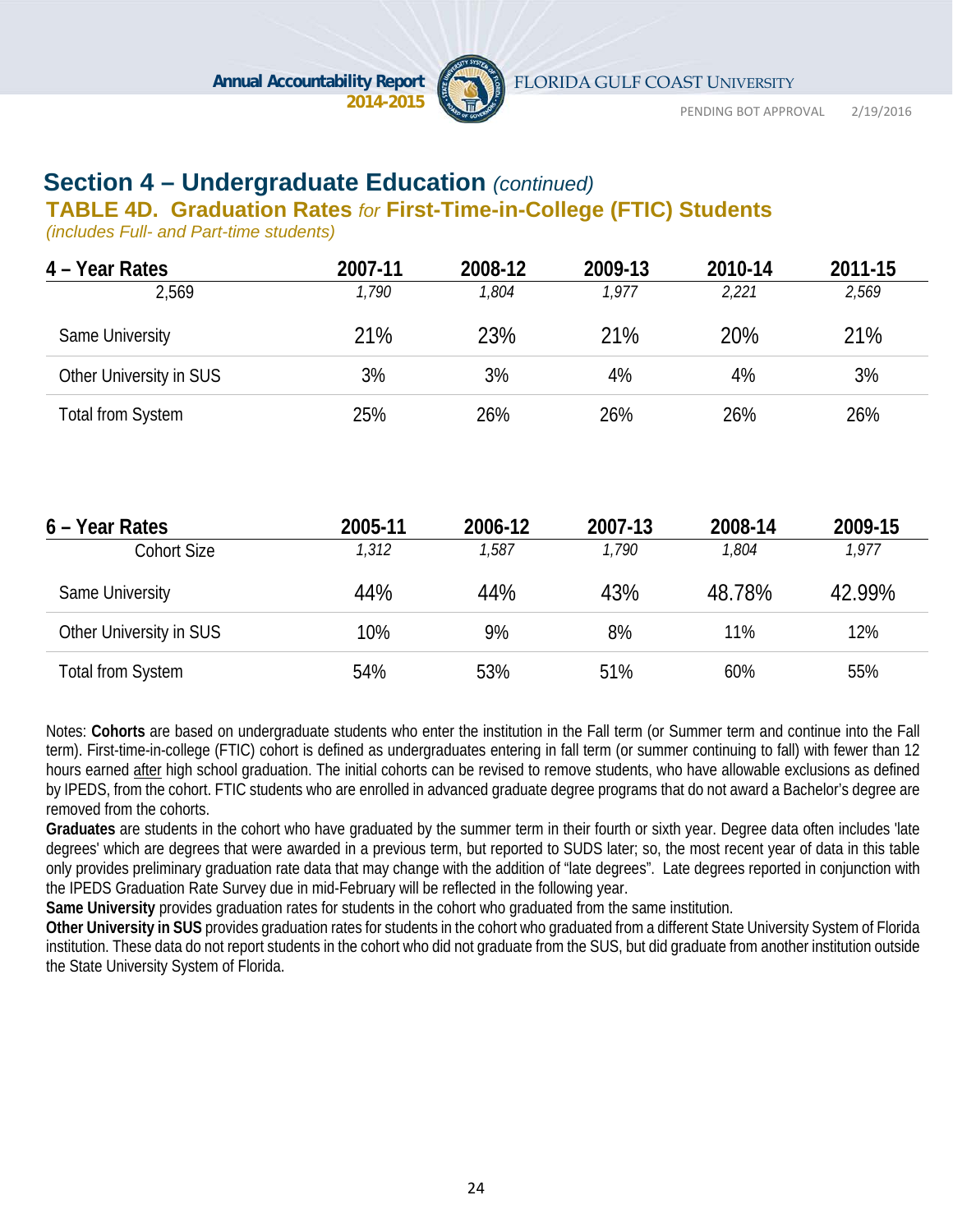# Section 4 – Undergraduate Education *(continued)*

## TABLE 4D. Graduation Rates *for* First-Time-in-College (FTIC) Students

*(includes Full- and Part-time students)*

| 4 – Year Rates | 2007-11 | 2008-12 | 2009-13 | 2010-14 | 2011-15 |
|---|---|---|---|---|---|
| 2,569 | *1,790* | *1,804* | *1,977* | *2,221* | *2,569* |
| Same University | 21% | 23% | 21% | 20% | 21% |
| Other University in SUS | 3% | 3% | 4% | 4% | 3% |
| Total from System | 25% | 26% | 26% | 26% | 26% |

| 6 – Year Rates | 2005-11 | 2006-12 | 2007-13 | 2008-14 | 2009-15 |
|---|---|---|---|---|---|
| Cohort Size | *1,312* | *1,587* | *1,790* | *1,804* | *1,977* |
| Same University | 44% | 44% | 43% | 48.78% | 42.99% |
| Other University in SUS | 10% | 9% | 8% | 11% | 12% |
| Total from System | 54% | 53% | 51% | 60% | 55% |

Notes: **Cohorts** are based on undergraduate students who enter the institution in the Fall term (or Summer term and continue into the Fall term). First-time-in-college (FTIC) cohort is defined as undergraduates entering in fall term (or summer continuing to fall) with fewer than 12 hours earned after high school graduation. The initial cohorts can be revised to remove students, who have allowable exclusions as defined by IPEDS, from the cohort. FTIC students who are enrolled in advanced graduate degree programs that do not award a Bachelor's degree are removed from the cohorts.

**Graduates** are students in the cohort who have graduated by the summer term in their fourth or sixth year. Degree data often includes 'late degrees' which are degrees that were awarded in a previous term, but reported to SUDS later; so, the most recent year of data in this table only provides preliminary graduation rate data that may change with the addition of "late degrees". Late degrees reported in conjunction with the IPEDS Graduation Rate Survey due in mid-February will be reflected in the following year.

**Same University** provides graduation rates for students in the cohort who graduated from the same institution.

**Other University in SUS** provides graduation rates for students in the cohort who graduated from a different State University System of Florida institution. These data do not report students in the cohort who did not graduate from the SUS, but did graduate from another institution outside the State University System of Florida.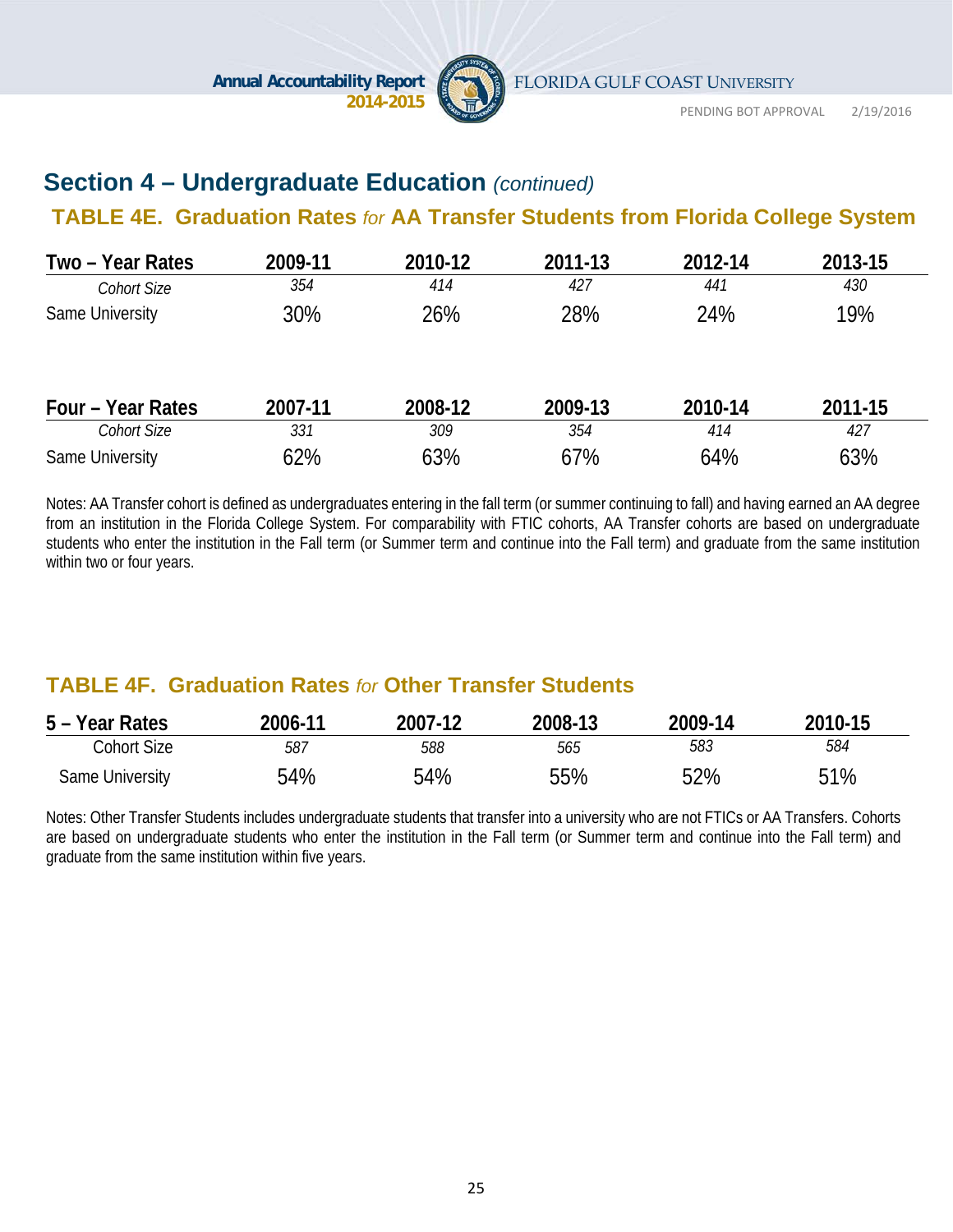## Section 4 – Undergraduate Education *(continued)*

### TABLE 4E. Graduation Rates *for* AA Transfer Students from Florida College System

| Two – Year Rates | 2009-11 | 2010-12 | 2011-13 | 2012-14 | 2013-15 |
|---|---|---|---|---|---|
| *Cohort Size* | *354* | *414* | *427* | *441* | *430* |
| Same University | 30% | 26% | 28% | 24% | 19% |

| Four – Year Rates | 2007-11 | 2008-12 | 2009-13 | 2010-14 | 2011-15 |
|---|---|---|---|---|---|
| *Cohort Size* | *331* | *309* | *354* | *414* | *427* |
| Same University | 62% | 63% | 67% | 64% | 63% |

Notes: AA Transfer cohort is defined as undergraduates entering in the fall term (or summer continuing to fall) and having earned an AA degree from an institution in the Florida College System. For comparability with FTIC cohorts, AA Transfer cohorts are based on undergraduate students who enter the institution in the Fall term (or Summer term and continue into the Fall term) and graduate from the same institution within two or four years.

### TABLE 4F. Graduation Rates *for* Other Transfer Students

| 5 – Year Rates | 2006-11 | 2007-12 | 2008-13 | 2009-14 | 2010-15 |
|---|---|---|---|---|---|
| Cohort Size | *587* | *588* | *565* | *583* | *584* |
| Same University | 54% | 54% | 55% | 52% | 51% |

Notes: Other Transfer Students includes undergraduate students that transfer into a university who are not FTICs or AA Transfers. Cohorts are based on undergraduate students who enter the institution in the Fall term (or Summer term and continue into the Fall term) and graduate from the same institution within five years.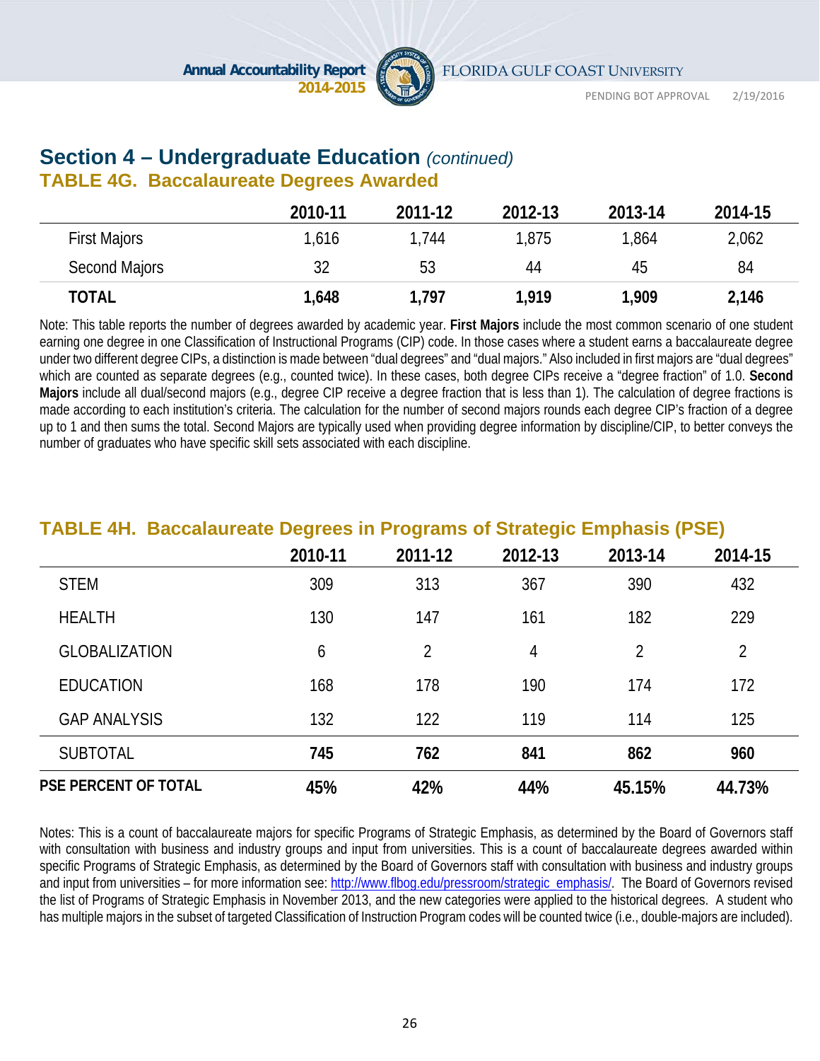## Section 4 – Undergraduate Education *(continued)*

### TABLE 4G. Baccalaureate Degrees Awarded

| | 2010-11 | 2011-12 | 2012-13 | 2013-14 | 2014-15 |
|---|---|---|---|---|---|
| First Majors | 1,616 | 1,744 | 1,875 | 1,864 | 2,062 |
| Second Majors | 32 | 53 | 44 | 45 | 84 |
| **TOTAL** | **1,648** | **1,797** | **1,919** | **1,909** | **2,146** |

Note: This table reports the number of degrees awarded by academic year. **First Majors** include the most common scenario of one student earning one degree in one Classification of Instructional Programs (CIP) code. In those cases where a student earns a baccalaureate degree under two different degree CIPs, a distinction is made between "dual degrees" and "dual majors." Also included in first majors are "dual degrees" which are counted as separate degrees (e.g., counted twice). In these cases, both degree CIPs receive a "degree fraction" of 1.0. **Second Majors** include all dual/second majors (e.g., degree CIP receive a degree fraction that is less than 1). The calculation of degree fractions is made according to each institution's criteria. The calculation for the number of second majors rounds each degree CIP's fraction of a degree up to 1 and then sums the total. Second Majors are typically used when providing degree information by discipline/CIP, to better conveys the number of graduates who have specific skill sets associated with each discipline.

### TABLE 4H. Baccalaureate Degrees in Programs of Strategic Emphasis (PSE)

| | 2010-11 | 2011-12 | 2012-13 | 2013-14 | 2014-15 |
|---|---|---|---|---|---|
| STEM | 309 | 313 | 367 | 390 | 432 |
| HEALTH | 130 | 147 | 161 | 182 | 229 |
| GLOBALIZATION | 6 | 2 | 4 | 2 | 2 |
| EDUCATION | 168 | 178 | 190 | 174 | 172 |
| GAP ANALYSIS | 132 | 122 | 119 | 114 | 125 |
| SUBTOTAL | **745** | **762** | **841** | **862** | **960** |
| **PSE PERCENT OF TOTAL** | **45%** | **42%** | **44%** | **45.15%** | **44.73%** |

Notes: This is a count of baccalaureate majors for specific Programs of Strategic Emphasis, as determined by the Board of Governors staff with consultation with business and industry groups and input from universities. This is a count of baccalaureate degrees awarded within specific Programs of Strategic Emphasis, as determined by the Board of Governors staff with consultation with business and industry groups and input from universities – for more information see: http://www.flbog.edu/pressroom/strategic_emphasis/. The Board of Governors revised the list of Programs of Strategic Emphasis in November 2013, and the new categories were applied to the historical degrees. A student who has multiple majors in the subset of targeted Classification of Instruction Program codes will be counted twice (i.e., double-majors are included).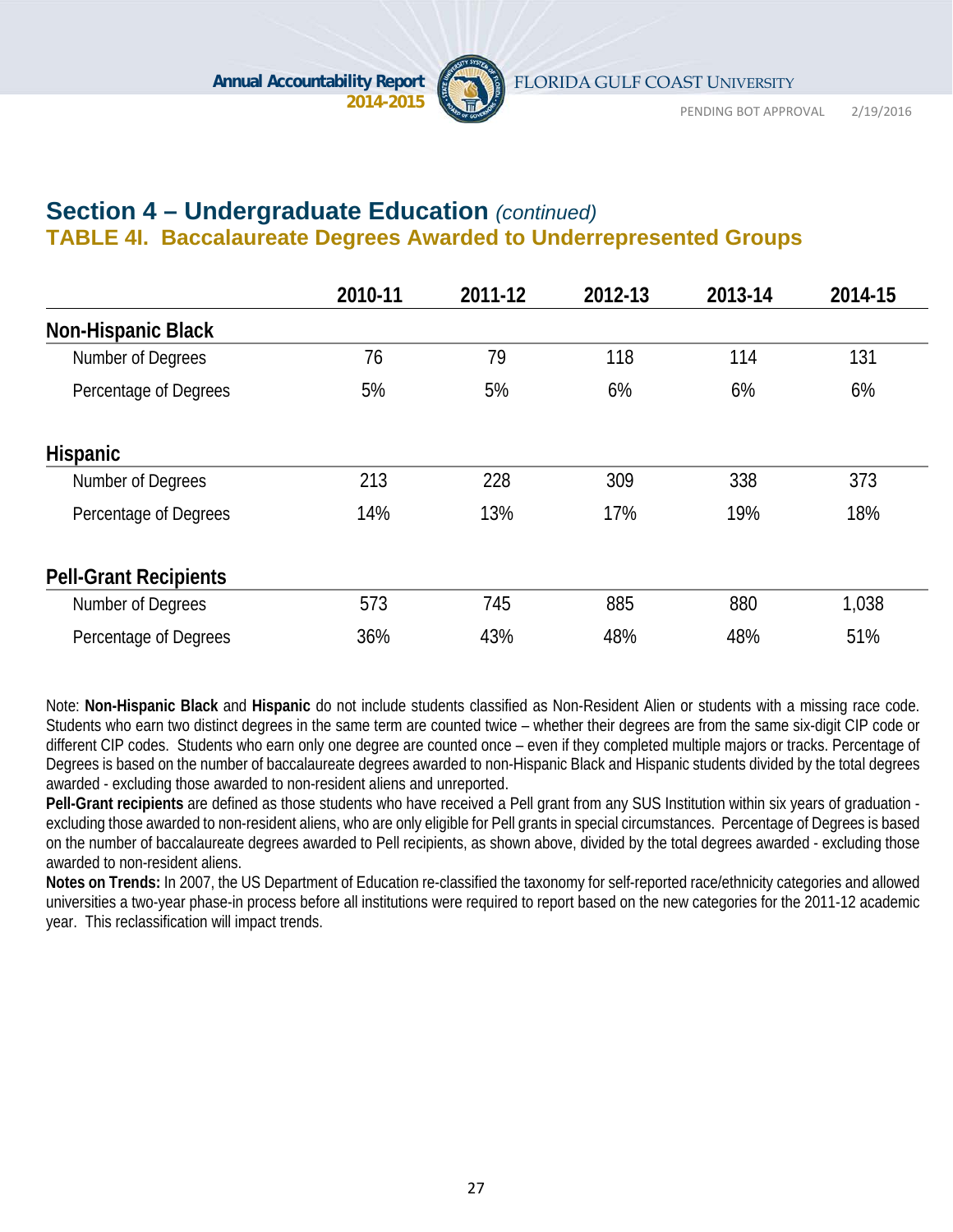## Section 4 – Undergraduate Education *(continued)*

### TABLE 4I. Baccalaureate Degrees Awarded to Underrepresented Groups

| | 2010-11 | 2011-12 | 2012-13 | 2013-14 | 2014-15 |
|---|---|---|---|---|---|
| **Non-Hispanic Black** | | | | | |
| Number of Degrees | 76 | 79 | 118 | 114 | 131 |
| Percentage of Degrees | 5% | 5% | 6% | 6% | 6% |
| **Hispanic** | | | | | |
| Number of Degrees | 213 | 228 | 309 | 338 | 373 |
| Percentage of Degrees | 14% | 13% | 17% | 19% | 18% |
| **Pell-Grant Recipients** | | | | | |
| Number of Degrees | 573 | 745 | 885 | 880 | 1,038 |
| Percentage of Degrees | 36% | 43% | 48% | 48% | 51% |

Note: **Non-Hispanic Black** and **Hispanic** do not include students classified as Non-Resident Alien or students with a missing race code. Students who earn two distinct degrees in the same term are counted twice – whether their degrees are from the same six-digit CIP code or different CIP codes. Students who earn only one degree are counted once – even if they completed multiple majors or tracks. Percentage of Degrees is based on the number of baccalaureate degrees awarded to non-Hispanic Black and Hispanic students divided by the total degrees awarded - excluding those awarded to non-resident aliens and unreported.

**Pell-Grant recipients** are defined as those students who have received a Pell grant from any SUS Institution within six years of graduation - excluding those awarded to non-resident aliens, who are only eligible for Pell grants in special circumstances. Percentage of Degrees is based on the number of baccalaureate degrees awarded to Pell recipients, as shown above, divided by the total degrees awarded - excluding those awarded to non-resident aliens.

**Notes on Trends:** In 2007, the US Department of Education re-classified the taxonomy for self-reported race/ethnicity categories and allowed universities a two-year phase-in process before all institutions were required to report based on the new categories for the 2011-12 academic year. This reclassification will impact trends.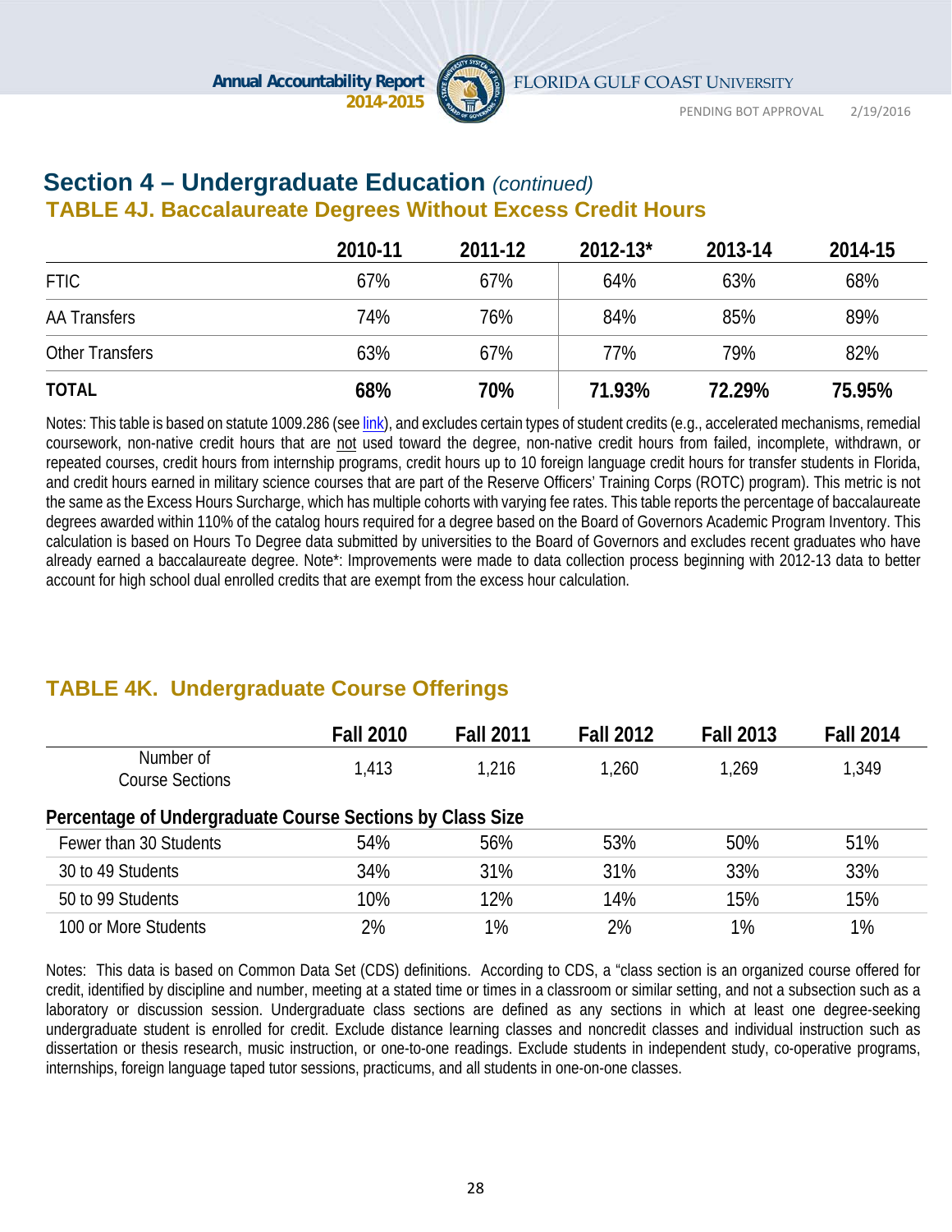## Section 4 – Undergraduate Education *(continued)*

### TABLE 4J. Baccalaureate Degrees Without Excess Credit Hours

| | 2010-11 | 2011-12 | 2012-13* | 2013-14 | 2014-15 |
|---|---|---|---|---|---|
| FTIC | 67% | 67% | 64% | 63% | 68% |
| AA Transfers | 74% | 76% | 84% | 85% | 89% |
| Other Transfers | 63% | 67% | 77% | 79% | 82% |
| **TOTAL** | **68%** | **70%** | **71.93%** | **72.29%** | **75.95%** |

Notes: This table is based on statute 1009.286 (see link), and excludes certain types of student credits (e.g., accelerated mechanisms, remedial coursework, non-native credit hours that are not used toward the degree, non-native credit hours from failed, incomplete, withdrawn, or repeated courses, credit hours from internship programs, credit hours up to 10 foreign language credit hours for transfer students in Florida, and credit hours earned in military science courses that are part of the Reserve Officers' Training Corps (ROTC) program). This metric is not the same as the Excess Hours Surcharge, which has multiple cohorts with varying fee rates. This table reports the percentage of baccalaureate degrees awarded within 110% of the catalog hours required for a degree based on the Board of Governors Academic Program Inventory. This calculation is based on Hours To Degree data submitted by universities to the Board of Governors and excludes recent graduates who have already earned a baccalaureate degree. Note*: Improvements were made to data collection process beginning with 2012-13 data to better account for high school dual enrolled credits that are exempt from the excess hour calculation.

### TABLE 4K. Undergraduate Course Offerings

| | Fall 2010 | Fall 2011 | Fall 2012 | Fall 2013 | Fall 2014 |
|---|---|---|---|---|---|
| Number of Course Sections | 1,413 | 1,216 | 1,260 | 1,269 | 1,349 |
| **Percentage of Undergraduate Course Sections by Class Size** | | | | | |
| Fewer than 30 Students | 54% | 56% | 53% | 50% | 51% |
| 30 to 49 Students | 34% | 31% | 31% | 33% | 33% |
| 50 to 99 Students | 10% | 12% | 14% | 15% | 15% |
| 100 or More Students | 2% | 1% | 2% | 1% | 1% |

Notes: This data is based on Common Data Set (CDS) definitions. According to CDS, a "class section is an organized course offered for credit, identified by discipline and number, meeting at a stated time or times in a classroom or similar setting, and not a subsection such as a laboratory or discussion session. Undergraduate class sections are defined as any sections in which at least one degree-seeking undergraduate student is enrolled for credit. Exclude distance learning classes and noncredit classes and individual instruction such as dissertation or thesis research, music instruction, or one-to-one readings. Exclude students in independent study, co-operative programs, internships, foreign language taped tutor sessions, practicums, and all students in one-on-one classes.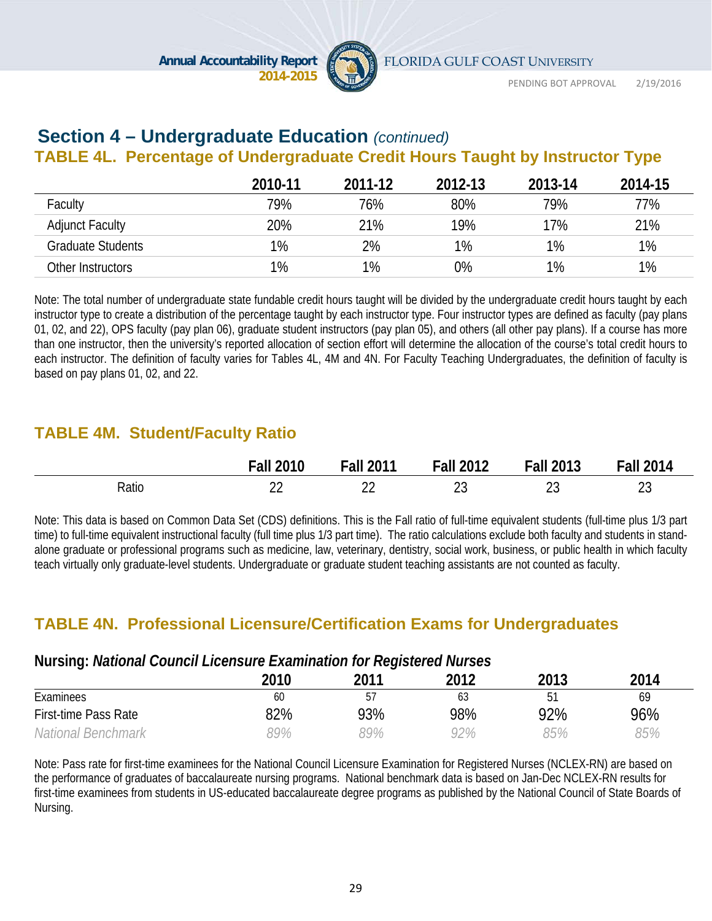## Section 4 – Undergraduate Education *(continued)*

### TABLE 4L. Percentage of Undergraduate Credit Hours Taught by Instructor Type

| | 2010-11 | 2011-12 | 2012-13 | 2013-14 | 2014-15 |
|---|---|---|---|---|---|
| Faculty | 79% | 76% | 80% | 79% | 77% |
| Adjunct Faculty | 20% | 21% | 19% | 17% | 21% |
| Graduate Students | 1% | 2% | 1% | 1% | 1% |
| Other Instructors | 1% | 1% | 0% | 1% | 1% |

Note: The total number of undergraduate state fundable credit hours taught will be divided by the undergraduate credit hours taught by each instructor type to create a distribution of the percentage taught by each instructor type. Four instructor types are defined as faculty (pay plans 01, 02, and 22), OPS faculty (pay plan 06), graduate student instructors (pay plan 05), and others (all other pay plans). If a course has more than one instructor, then the university's reported allocation of section effort will determine the allocation of the course's total credit hours to each instructor. The definition of faculty varies for Tables 4L, 4M and 4N. For Faculty Teaching Undergraduates, the definition of faculty is based on pay plans 01, 02, and 22.

### TABLE 4M. Student/Faculty Ratio

| | Fall 2010 | Fall 2011 | Fall 2012 | Fall 2013 | Fall 2014 |
|---|---|---|---|---|---|
| Ratio | 22 | 22 | 23 | 23 | 23 |

Note: This data is based on Common Data Set (CDS) definitions. This is the Fall ratio of full-time equivalent students (full-time plus 1/3 part time) to full-time equivalent instructional faculty (full time plus 1/3 part time). The ratio calculations exclude both faculty and students in stand-alone graduate or professional programs such as medicine, law, veterinary, dentistry, social work, business, or public health in which faculty teach virtually only graduate-level students. Undergraduate or graduate student teaching assistants are not counted as faculty.

### TABLE 4N. Professional Licensure/Certification Exams for Undergraduates

**Nursing:** ***National Council Licensure Examination for Registered Nurses***

| | 2010 | 2011 | 2012 | 2013 | 2014 |
|---|---|---|---|---|---|
| Examinees | 60 | 57 | 63 | 51 | 69 |
| First-time Pass Rate | 82% | 93% | 98% | 92% | 96% |
| *National Benchmark* | *89%* | *89%* | *92%* | *85%* | *85%* |

Note: Pass rate for first-time examinees for the National Council Licensure Examination for Registered Nurses (NCLEX-RN) are based on the performance of graduates of baccalaureate nursing programs. National benchmark data is based on Jan-Dec NCLEX-RN results for first-time examinees from students in US-educated baccalaureate degree programs as published by the National Council of State Boards of Nursing.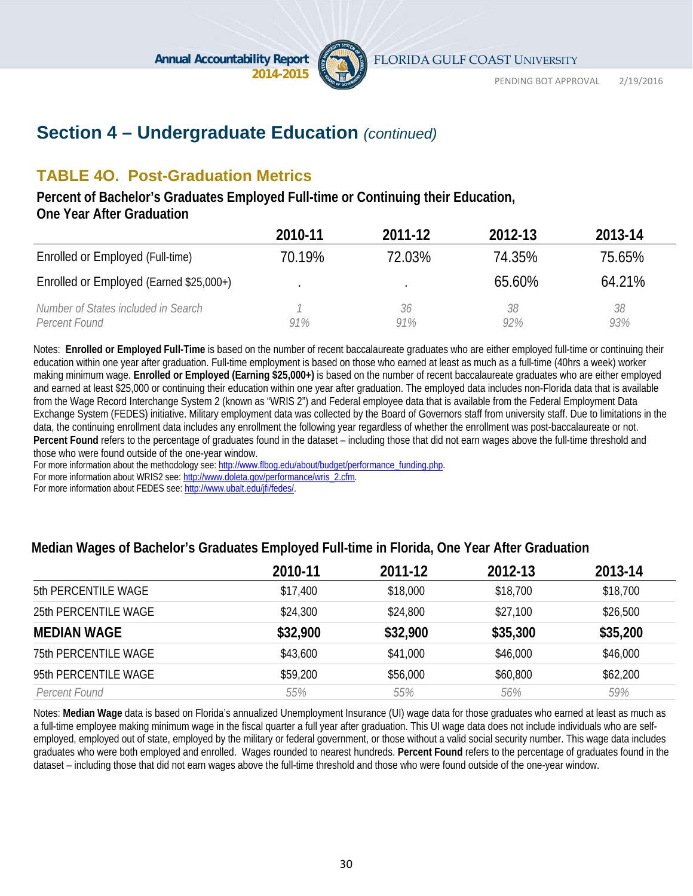## Section 4 – Undergraduate Education *(continued)*

### TABLE 4O. Post-Graduation Metrics

**Percent of Bachelor's Graduates Employed Full-time or Continuing their Education, One Year After Graduation**

| | 2010-11 | 2011-12 | 2012-13 | 2013-14 |
|---|---|---|---|---|
| Enrolled or Employed (Full-time) | 70.19% | 72.03% | 74.35% | 75.65% |
| Enrolled or Employed (Earned $25,000+) | . | . | 65.60% | 64.21% |
| *Number of States included in Search* | *1* | *36* | *38* | *38* |
| *Percent Found* | *91%* | *91%* | *92%* | *93%* |

Notes: **Enrolled or Employed Full-Time** is based on the number of recent baccalaureate graduates who are either employed full-time or continuing their education within one year after graduation. Full-time employment is based on those who earned at least as much as a full-time (40hrs a week) worker making minimum wage. **Enrolled or Employed (Earning $25,000+)** is based on the number of recent baccalaureate graduates who are either employed and earned at least $25,000 or continuing their education within one year after graduation. The employed data includes non-Florida data that is available from the Wage Record Interchange System 2 (known as "WRIS 2") and Federal employee data that is available from the Federal Employment Data Exchange System (FEDES) initiative. Military employment data was collected by the Board of Governors staff from university staff. Due to limitations in the data, the continuing enrollment data includes any enrollment the following year regardless of whether the enrollment was post-baccalaureate or not. **Percent Found** refers to the percentage of graduates found in the dataset – including those that did not earn wages above the full-time threshold and those who were found outside of the one-year window.
For more information about the methodology see: http://www.flbog.edu/about/budget/performance_funding.php.
For more information about WRIS2 see: http://www.doleta.gov/performance/wris_2.cfm.
For more information about FEDES see: http://www.ubalt.edu/jfi/fedes/.

**Median Wages of Bachelor's Graduates Employed Full-time in Florida, One Year After Graduation**

| | 2010-11 | 2011-12 | 2012-13 | 2013-14 |
|---|---|---|---|---|
| 5th PERCENTILE WAGE | $17,400 | $18,000 | $18,700 | $18,700 |
| 25th PERCENTILE WAGE | $24,300 | $24,800 | $27,100 | $26,500 |
| **MEDIAN WAGE** | **$32,900** | **$32,900** | **$35,300** | **$35,200** |
| 75th PERCENTILE WAGE | $43,600 | $41,000 | $46,000 | $46,000 |
| 95th PERCENTILE WAGE | $59,200 | $56,000 | $60,800 | $62,200 |
| *Percent Found* | *55%* | *55%* | *56%* | *59%* |

Notes: **Median Wage** data is based on Florida's annualized Unemployment Insurance (UI) wage data for those graduates who earned at least as much as a full-time employee making minimum wage in the fiscal quarter a full year after graduation. This UI wage data does not include individuals who are self-employed, employed out of state, employed by the military or federal government, or those without a valid social security number. This wage data includes graduates who were both employed and enrolled. Wages rounded to nearest hundreds. **Percent Found** refers to the percentage of graduates found in the dataset – including those that did not earn wages above the full-time threshold and those who were found outside of the one-year window.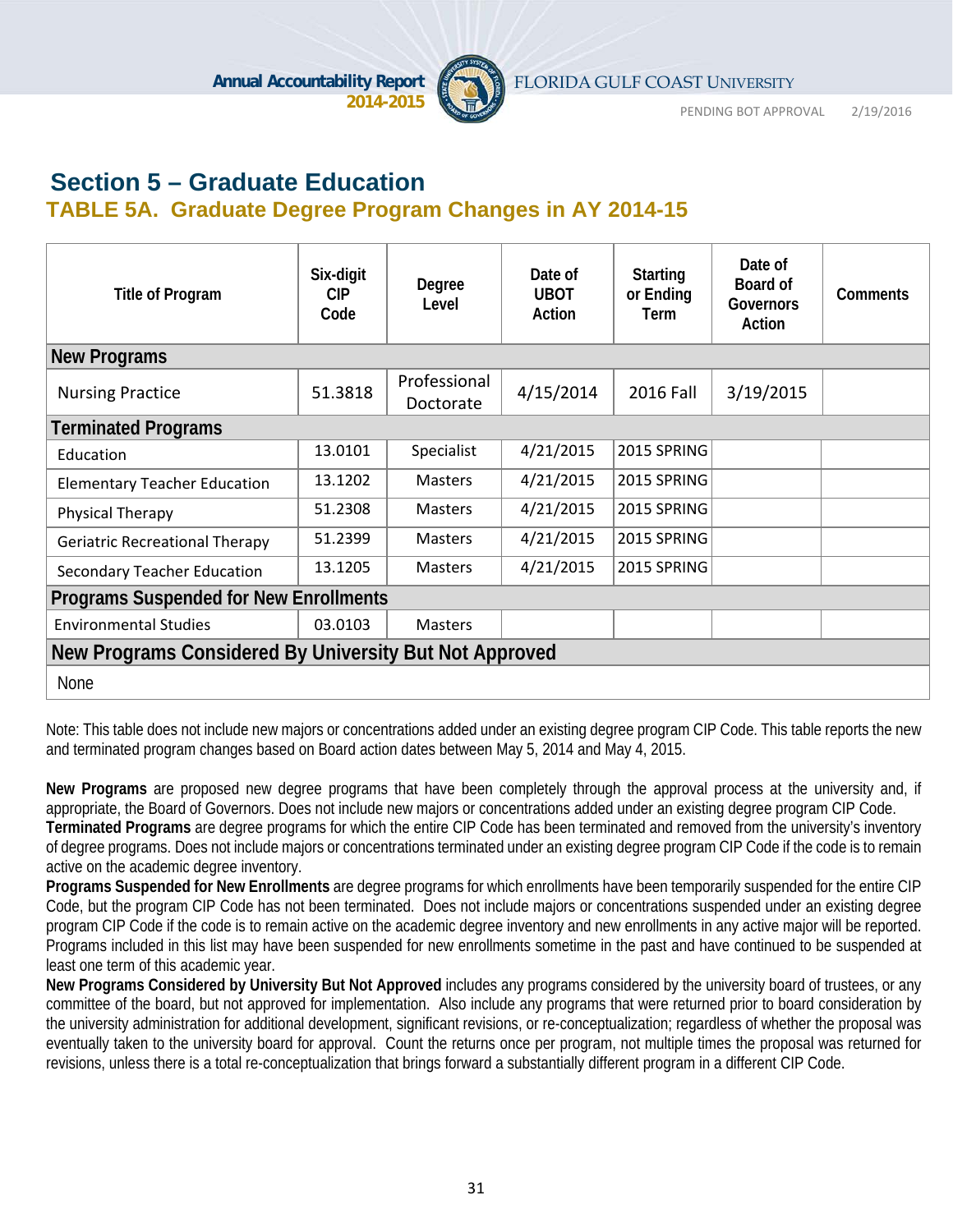# Section 5 – Graduate Education

## TABLE 5A. Graduate Degree Program Changes in AY 2014-15

| Title of Program | Six-digit CIP Code | Degree Level | Date of UBOT Action | Starting or Ending Term | Date of Board of Governors Action | Comments |
|---|---|---|---|---|---|---|
| **New Programs** | | | | | | |
| Nursing Practice | 51.3818 | Professional Doctorate | 4/15/2014 | 2016 Fall | 3/19/2015 | |
| **Terminated Programs** | | | | | | |
| Education | 13.0101 | Specialist | 4/21/2015 | 2015 SPRING | | |
| Elementary Teacher Education | 13.1202 | Masters | 4/21/2015 | 2015 SPRING | | |
| Physical Therapy | 51.2308 | Masters | 4/21/2015 | 2015 SPRING | | |
| Geriatric Recreational Therapy | 51.2399 | Masters | 4/21/2015 | 2015 SPRING | | |
| Secondary Teacher Education | 13.1205 | Masters | 4/21/2015 | 2015 SPRING | | |
| **Programs Suspended for New Enrollments** | | | | | | |
| Environmental Studies | 03.0103 | Masters | | | | |
| **New Programs Considered By University But Not Approved** | | | | | | |
| None | | | | | | |

Note: This table does not include new majors or concentrations added under an existing degree program CIP Code. This table reports the new and terminated program changes based on Board action dates between May 5, 2014 and May 4, 2015.

**New Programs** are proposed new degree programs that have been completely through the approval process at the university and, if appropriate, the Board of Governors. Does not include new majors or concentrations added under an existing degree program CIP Code.
**Terminated Programs** are degree programs for which the entire CIP Code has been terminated and removed from the university's inventory of degree programs. Does not include majors or concentrations terminated under an existing degree program CIP Code if the code is to remain active on the academic degree inventory.
**Programs Suspended for New Enrollments** are degree programs for which enrollments have been temporarily suspended for the entire CIP Code, but the program CIP Code has not been terminated. Does not include majors or concentrations suspended under an existing degree program CIP Code if the code is to remain active on the academic degree inventory and new enrollments in any active major will be reported. Programs included in this list may have been suspended for new enrollments sometime in the past and have continued to be suspended at least one term of this academic year.
**New Programs Considered by University But Not Approved** includes any programs considered by the university board of trustees, or any committee of the board, but not approved for implementation. Also include any programs that were returned prior to board consideration by the university administration for additional development, significant revisions, or re-conceptualization; regardless of whether the proposal was eventually taken to the university board for approval. Count the returns once per program, not multiple times the proposal was returned for revisions, unless there is a total re-conceptualization that brings forward a substantially different program in a different CIP Code.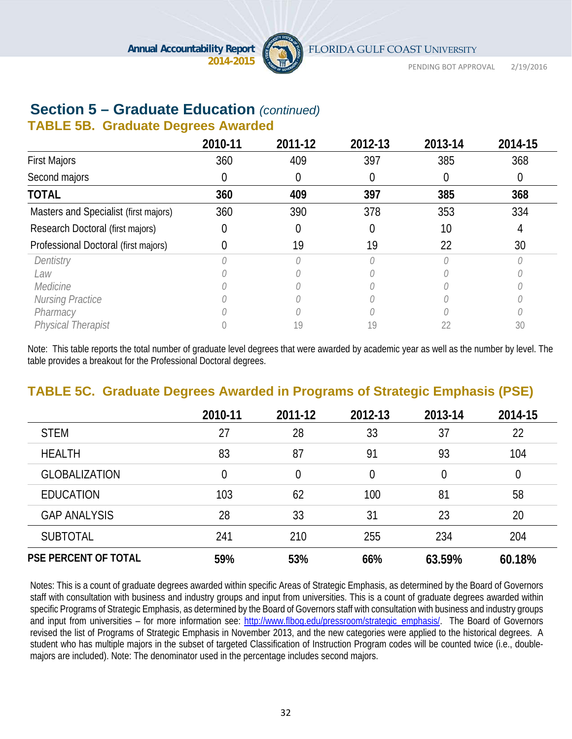## Section 5 – Graduate Education *(continued)*

### TABLE 5B. Graduate Degrees Awarded

| | 2010-11 | 2011-12 | 2012-13 | 2013-14 | 2014-15 |
|---|---|---|---|---|---|
| First Majors | 360 | 409 | 397 | 385 | 368 |
| Second majors | 0 | 0 | 0 | 0 | 0 |
| **TOTAL** | **360** | **409** | **397** | **385** | **368** |
| Masters and Specialist (first majors) | 360 | 390 | 378 | 353 | 334 |
| Research Doctoral (first majors) | 0 | 0 | 0 | 10 | 4 |
| Professional Doctoral (first majors) | 0 | 19 | 19 | 22 | 30 |
| *Dentistry* | *0* | *0* | *0* | *0* | *0* |
| *Law* | *0* | *0* | *0* | *0* | *0* |
| *Medicine* | *0* | *0* | *0* | *0* | *0* |
| *Nursing Practice* | *0* | *0* | *0* | *0* | *0* |
| *Pharmacy* | *0* | *0* | *0* | *0* | *0* |
| *Physical Therapist* | 0 | 19 | 19 | 22 | 30 |

Note: This table reports the total number of graduate level degrees that were awarded by academic year as well as the number by level. The table provides a breakout for the Professional Doctoral degrees.

### TABLE 5C. Graduate Degrees Awarded in Programs of Strategic Emphasis (PSE)

| | 2010-11 | 2011-12 | 2012-13 | 2013-14 | 2014-15 |
|---|---|---|---|---|---|
| STEM | 27 | 28 | 33 | 37 | 22 |
| HEALTH | 83 | 87 | 91 | 93 | 104 |
| GLOBALIZATION | 0 | 0 | 0 | 0 | 0 |
| EDUCATION | 103 | 62 | 100 | 81 | 58 |
| GAP ANALYSIS | 28 | 33 | 31 | 23 | 20 |
| SUBTOTAL | 241 | 210 | 255 | 234 | 204 |
| **PSE PERCENT OF TOTAL** | **59%** | **53%** | **66%** | **63.59%** | **60.18%** |

Notes: This is a count of graduate degrees awarded within specific Areas of Strategic Emphasis, as determined by the Board of Governors staff with consultation with business and industry groups and input from universities. This is a count of graduate degrees awarded within specific Programs of Strategic Emphasis, as determined by the Board of Governors staff with consultation with business and industry groups and input from universities – for more information see: http://www.flbog.edu/pressroom/strategic_emphasis/. The Board of Governors revised the list of Programs of Strategic Emphasis in November 2013, and the new categories were applied to the historical degrees. A student who has multiple majors in the subset of targeted Classification of Instruction Program codes will be counted twice (i.e., double-majors are included). Note: The denominator used in the percentage includes second majors.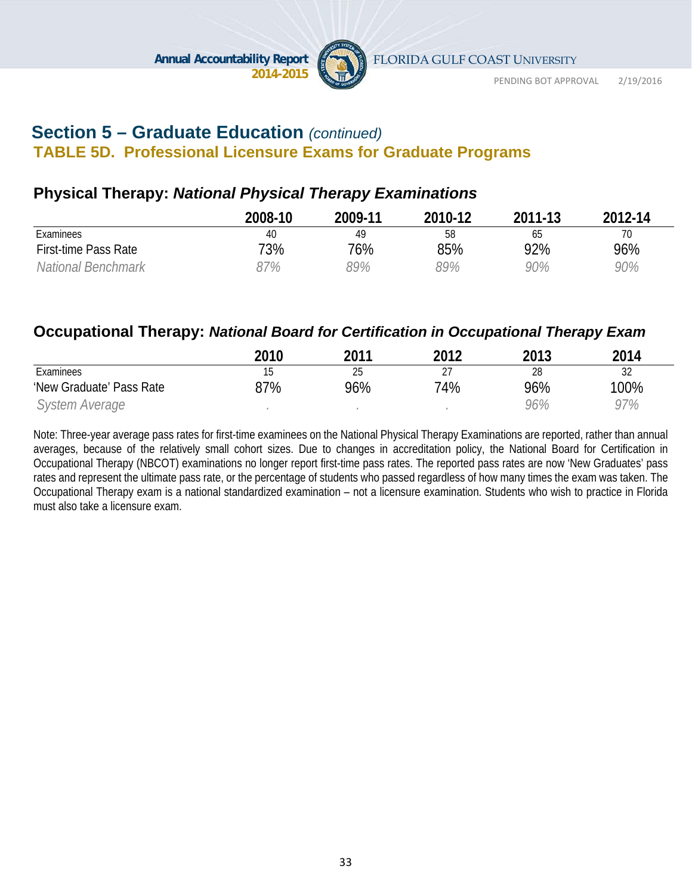## Section 5 – Graduate Education *(continued)*

### TABLE 5D. Professional Licensure Exams for Graduate Programs

#### Physical Therapy: *National Physical Therapy Examinations*

| | 2008-10 | 2009-11 | 2010-12 | 2011-13 | 2012-14 |
|---|---|---|---|---|---|
| Examinees | 40 | 49 | 58 | 65 | 70 |
| First-time Pass Rate | 73% | 76% | 85% | 92% | 96% |
| *National Benchmark* | *87%* | *89%* | *89%* | *90%* | *90%* |

#### Occupational Therapy: *National Board for Certification in Occupational Therapy Exam*

| | 2010 | 2011 | 2012 | 2013 | 2014 |
|---|---|---|---|---|---|
| Examinees | 15 | 25 | 27 | 28 | 32 |
| 'New Graduate' Pass Rate | 87% | 96% | 74% | 96% | 100% |
| *System Average* | . | . | . | *96%* | *97%* |

Note: Three-year average pass rates for first-time examinees on the National Physical Therapy Examinations are reported, rather than annual averages, because of the relatively small cohort sizes. Due to changes in accreditation policy, the National Board for Certification in Occupational Therapy (NBCOT) examinations no longer report first-time pass rates. The reported pass rates are now 'New Graduates' pass rates and represent the ultimate pass rate, or the percentage of students who passed regardless of how many times the exam was taken. The Occupational Therapy exam is a national standardized examination – not a licensure examination. Students who wish to practice in Florida must also take a licensure exam.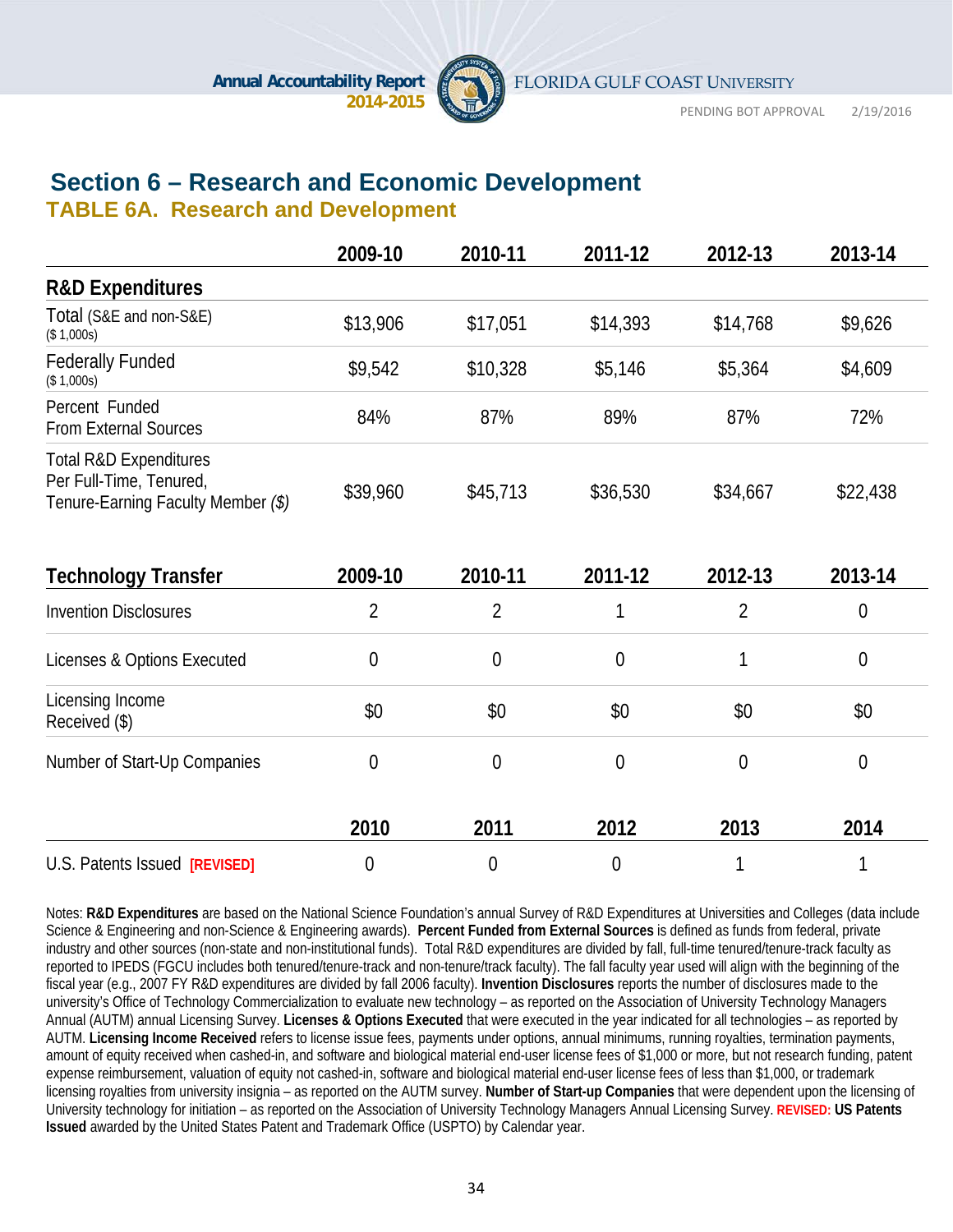## Section 6 – Research and Economic Development

### TABLE 6A. Research and Development

| | 2009-10 | 2010-11 | 2011-12 | 2012-13 | 2013-14 |
|---|---|---|---|---|---|
| **R&D Expenditures** | | | | | |
| Total (S&E and non-S&E) ($ 1,000s) | $13,906 | $17,051 | $14,393 | $14,768 | $9,626 |
| Federally Funded ($ 1,000s) | $9,542 | $10,328 | $5,146 | $5,364 | $4,609 |
| Percent Funded From External Sources | 84% | 87% | 89% | 87% | 72% |
| Total R&D Expenditures Per Full-Time, Tenured, Tenure-Earning Faculty Member *($)* | $39,960 | $45,713 | $36,530 | $34,667 | $22,438 |

| **Technology Transfer** | 2009-10 | 2010-11 | 2011-12 | 2012-13 | 2013-14 |
|---|---|---|---|---|---|
| Invention Disclosures | 2 | 2 | 1 | 2 | 0 |
| Licenses & Options Executed | 0 | 0 | 0 | 1 | 0 |
| Licensing Income Received ($) | $0 | $0 | $0 | $0 | $0 |
| Number of Start-Up Companies | 0 | 0 | 0 | 0 | 0 |

| | 2010 | 2011 | 2012 | 2013 | 2014 |
|---|---|---|---|---|---|
| U.S. Patents Issued **[REVISED]** | 0 | 0 | 0 | 1 | 1 |

Notes: **R&D Expenditures** are based on the National Science Foundation's annual Survey of R&D Expenditures at Universities and Colleges (data include Science & Engineering and non-Science & Engineering awards). **Percent Funded from External Sources** is defined as funds from federal, private industry and other sources (non-state and non-institutional funds). Total R&D expenditures are divided by fall, full-time tenured/tenure-track faculty as reported to IPEDS (FGCU includes both tenured/tenure-track and non-tenure/track faculty). The fall faculty year used will align with the beginning of the fiscal year (e.g., 2007 FY R&D expenditures are divided by fall 2006 faculty). **Invention Disclosures** reports the number of disclosures made to the university's Office of Technology Commercialization to evaluate new technology – as reported on the Association of University Technology Managers Annual (AUTM) annual Licensing Survey. **Licenses & Options Executed** that were executed in the year indicated for all technologies – as reported by AUTM. **Licensing Income Received** refers to license issue fees, payments under options, annual minimums, running royalties, termination payments, amount of equity received when cashed-in, and software and biological material end-user license fees of $1,000 or more, but not research funding, patent expense reimbursement, valuation of equity not cashed-in, software and biological material end-user license fees of less than $1,000, or trademark licensing royalties from university insignia – as reported on the AUTM survey. **Number of Start-up Companies** that were dependent upon the licensing of University technology for initiation – as reported on the Association of University Technology Managers Annual Licensing Survey. **REVISED: US Patents Issued** awarded by the United States Patent and Trademark Office (USPTO) by Calendar year.